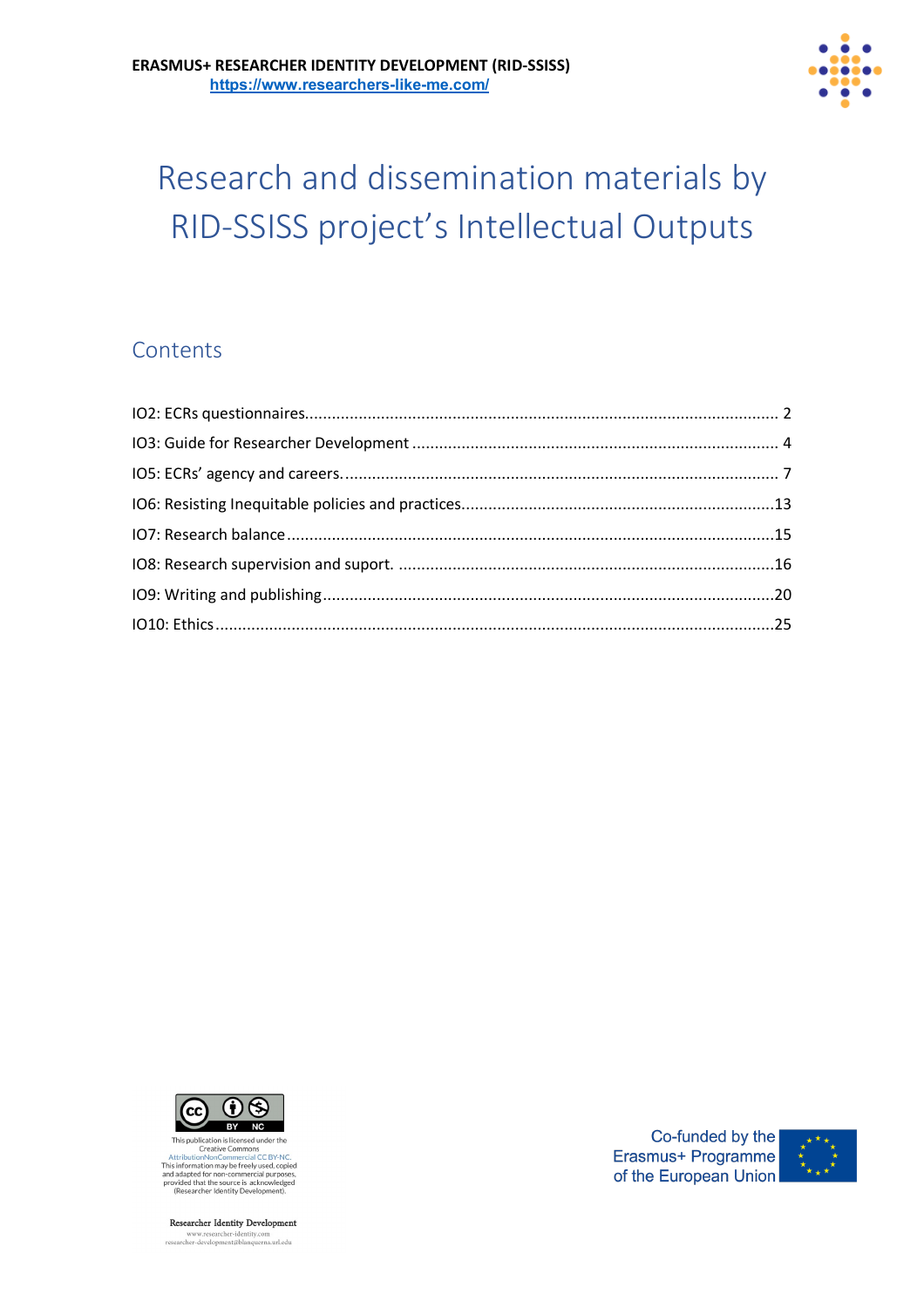**ERASMUS+ RESEARCHER IDENTITY DEVELOPMENT (RID-SSISS)**
https://www.researchers-like-me.com/

# Research and dissemination materials by RID-SSISS project's Intellectual Outputs

## Contents

IO2: ECRs questionnaires........................................................................................................ 2
IO3: Guide for Researcher Development ................................................................................. 4
IO5: ECRs' agency and careers................................................................................................ 7
IO6: Resisting Inequitable policies and practices.....................................................................13
IO7: Research balance ............................................................................................................15
IO8: Research supervision and suport. ...................................................................................16
IO9: Writing and publishing....................................................................................................20
IO10: Ethics..............................................................................................................................25

This publication is licensed under the Creative Commons AttributionNonCommercial CC BY-NC. This information may be freely used, copied and adapted for non-commercial purposes, provided that the source is acknowledged (Researcher Identity Development).

Researcher Identity Development
www.researcher-identity.com
researcher-development@blanquerna.url.edu

Co-funded by the Erasmus+ Programme of the European Union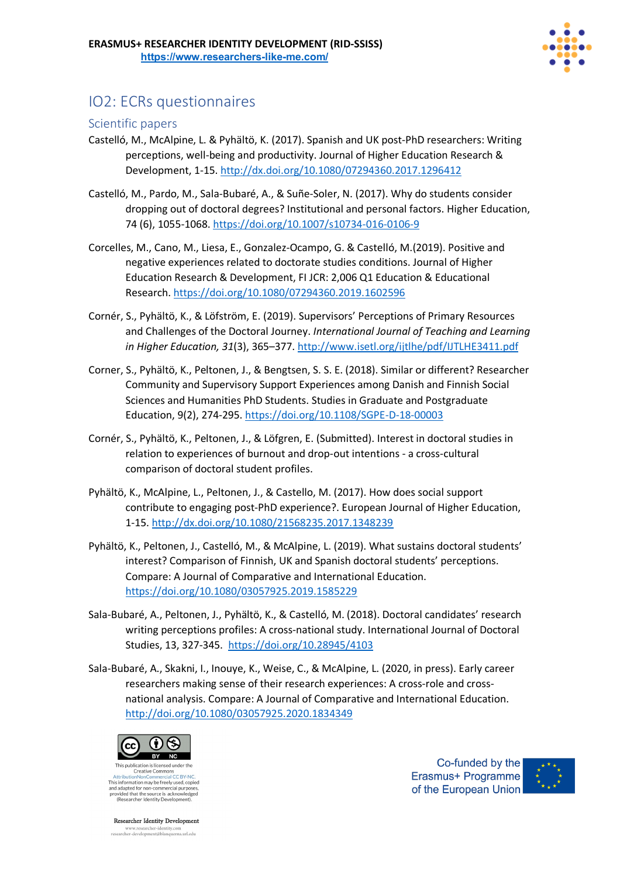## IO2: ECRs questionnaires

### Scientific papers

Castelló, M., McAlpine, L. & Pyhältö, K. (2017). Spanish and UK post-PhD researchers: Writing perceptions, well-being and productivity. Journal of Higher Education Research & Development, 1-15. http://dx.doi.org/10.1080/07294360.2017.1296412

Castelló, M., Pardo, M., Sala-Bubaré, A., & Suñe-Soler, N. (2017). Why do students consider dropping out of doctoral degrees? Institutional and personal factors. Higher Education, 74 (6), 1055-1068. https://doi.org/10.1007/s10734-016-0106-9

Corcelles, M., Cano, M., Liesa, E., Gonzalez-Ocampo, G. & Castelló, M.(2019). Positive and negative experiences related to doctorate studies conditions. Journal of Higher Education Research & Development, FI JCR: 2,006 Q1 Education & Educational Research. https://doi.org/10.1080/07294360.2019.1602596

Cornér, S., Pyhältö, K., & Löfström, E. (2019). Supervisors' Perceptions of Primary Resources and Challenges of the Doctoral Journey. *International Journal of Teaching and Learning in Higher Education, 31*(3), 365–377. http://www.isetl.org/ijtlhe/pdf/IJTLHE3411.pdf

Corner, S., Pyhältö, K., Peltonen, J., & Bengtsen, S. S. E. (2018). Similar or different? Researcher Community and Supervisory Support Experiences among Danish and Finnish Social Sciences and Humanities PhD Students. Studies in Graduate and Postgraduate Education, 9(2), 274-295. https://doi.org/10.1108/SGPE-D-18-00003

Cornér, S., Pyhältö, K., Peltonen, J., & Löfgren, E. (Submitted). Interest in doctoral studies in relation to experiences of burnout and drop-out intentions - a cross-cultural comparison of doctoral student profiles.

Pyhältö, K., McAlpine, L., Peltonen, J., & Castello, M. (2017). How does social support contribute to engaging post-PhD experience?. European Journal of Higher Education, 1-15. http://dx.doi.org/10.1080/21568235.2017.1348239

Pyhältö, K., Peltonen, J., Castelló, M., & McAlpine, L. (2019). What sustains doctoral students' interest? Comparison of Finnish, UK and Spanish doctoral students' perceptions. Compare: A Journal of Comparative and International Education. https://doi.org/10.1080/03057925.2019.1585229

Sala-Bubaré, A., Peltonen, J., Pyhältö, K., & Castelló, M. (2018). Doctoral candidates' research writing perceptions profiles: A cross-national study. International Journal of Doctoral Studies, 13, 327-345. https://doi.org/10.28945/4103

Sala-Bubaré, A., Skakni, I., Inouye, K., Weise, C., & McAlpine, L. (2020, in press). Early career researchers making sense of their research experiences: A cross-role and cross-national analysis. Compare: A Journal of Comparative and International Education. http://doi.org/10.1080/03057925.2020.1834349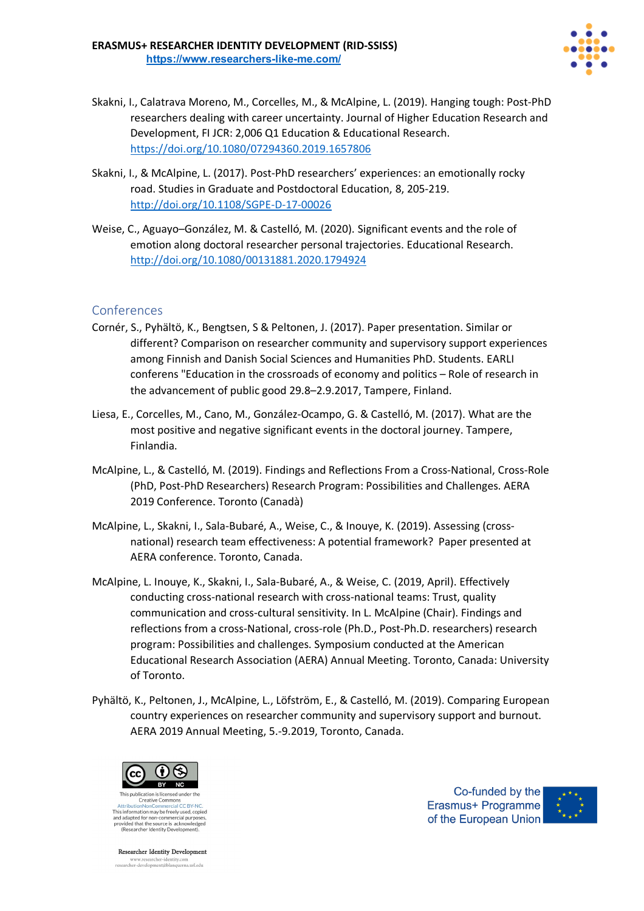Skakni, I., Calatrava Moreno, M., Corcelles, M., & McAlpine, L. (2019). Hanging tough: Post-PhD researchers dealing with career uncertainty. Journal of Higher Education Research and Development, FI JCR: 2,006 Q1 Education & Educational Research. https://doi.org/10.1080/07294360.2019.1657806

Skakni, I., & McAlpine, L. (2017). Post-PhD researchers' experiences: an emotionally rocky road. Studies in Graduate and Postdoctoral Education, 8, 205-219. http://doi.org/10.1108/SGPE-D-17-00026

Weise, C., Aguayo–González, M. & Castelló, M. (2020). Significant events and the role of emotion along doctoral researcher personal trajectories. Educational Research. http://doi.org/10.1080/00131881.2020.1794924

## Conferences

Cornér, S., Pyhältö, K., Bengtsen, S & Peltonen, J. (2017). Paper presentation. Similar or different? Comparison on researcher community and supervisory support experiences among Finnish and Danish Social Sciences and Humanities PhD. Students. EARLI conferens "Education in the crossroads of economy and politics – Role of research in the advancement of public good 29.8–2.9.2017, Tampere, Finland.

Liesa, E., Corcelles, M., Cano, M., González-Ocampo, G. & Castelló, M. (2017). What are the most positive and negative significant events in the doctoral journey. Tampere, Finlandia.

McAlpine, L., & Castelló, M. (2019). Findings and Reflections From a Cross-National, Cross-Role (PhD, Post-PhD Researchers) Research Program: Possibilities and Challenges. AERA 2019 Conference. Toronto (Canadà)

McAlpine, L., Skakni, I., Sala-Bubaré, A., Weise, C., & Inouye, K. (2019). Assessing (cross-national) research team effectiveness: A potential framework? Paper presented at AERA conference. Toronto, Canada.

McAlpine, L. Inouye, K., Skakni, I., Sala-Bubaré, A., & Weise, C. (2019, April). Effectively conducting cross-national research with cross-national teams: Trust, quality communication and cross-cultural sensitivity. In L. McAlpine (Chair). Findings and reflections from a cross-National, cross-role (Ph.D., Post-Ph.D. researchers) research program: Possibilities and challenges. Symposium conducted at the American Educational Research Association (AERA) Annual Meeting. Toronto, Canada: University of Toronto.

Pyhältö, K., Peltonen, J., McAlpine, L., Löfström, E., & Castelló, M. (2019). Comparing European country experiences on researcher community and supervisory support and burnout. AERA 2019 Annual Meeting, 5.-9.2019, Toronto, Canada.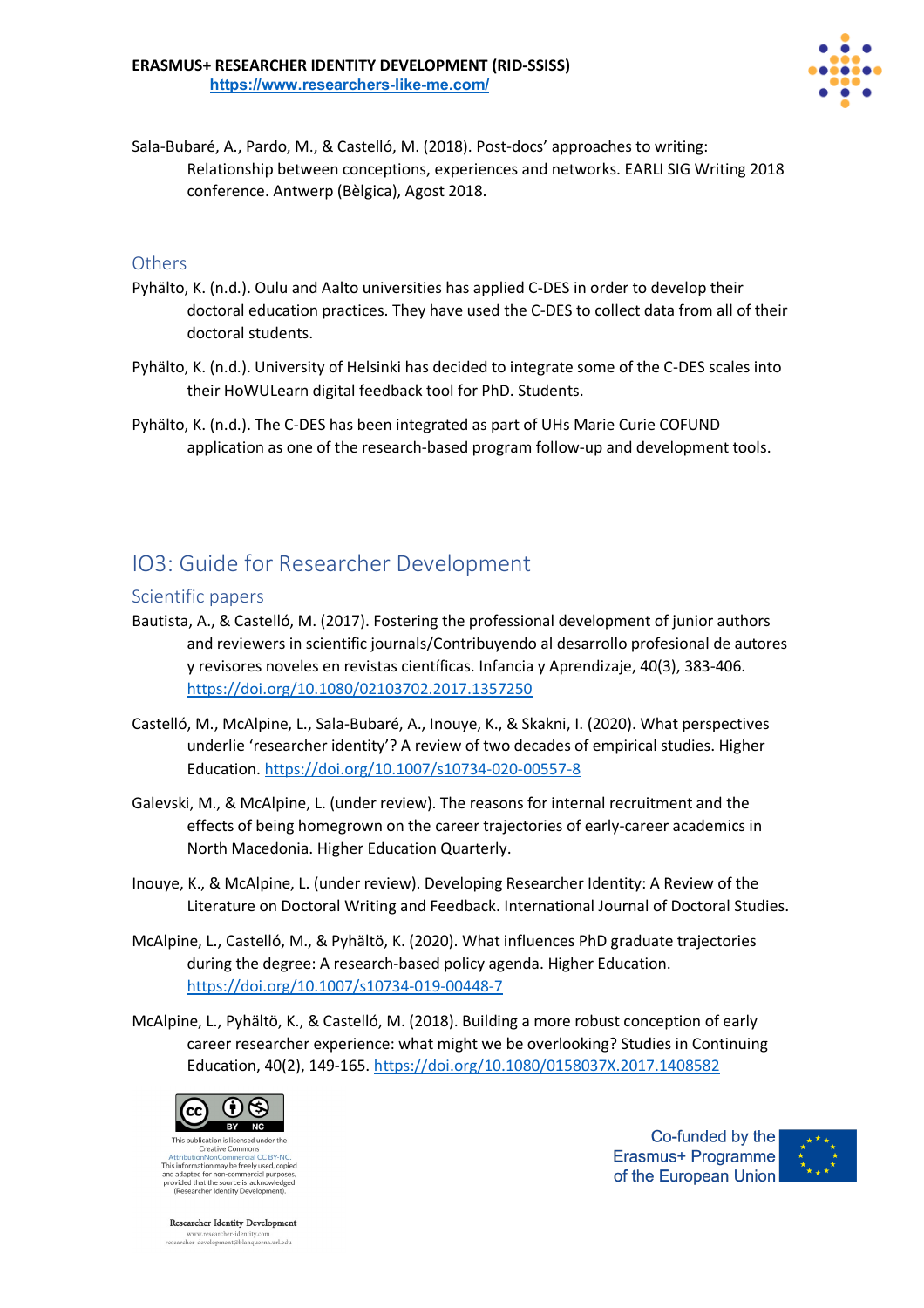Sala-Bubaré, A., Pardo, M., & Castelló, M. (2018). Post-docs' approaches to writing: Relationship between conceptions, experiences and networks. EARLI SIG Writing 2018 conference. Antwerp (Bèlgica), Agost 2018.

### Others

Pyhälto, K. (n.d.). Oulu and Aalto universities has applied C-DES in order to develop their doctoral education practices. They have used the C-DES to collect data from all of their doctoral students.

Pyhälto, K. (n.d.). University of Helsinki has decided to integrate some of the C-DES scales into their HoWULearn digital feedback tool for PhD. Students.

Pyhälto, K. (n.d.). The C-DES has been integrated as part of UHs Marie Curie COFUND application as one of the research-based program follow-up and development tools.

## IO3: Guide for Researcher Development

### Scientific papers

Bautista, A., & Castelló, M. (2017). Fostering the professional development of junior authors and reviewers in scientific journals/Contribuyendo al desarrollo profesional de autores y revisores noveles en revistas científicas. Infancia y Aprendizaje, 40(3), 383-406. https://doi.org/10.1080/02103702.2017.1357250

Castelló, M., McAlpine, L., Sala-Bubaré, A., Inouye, K., & Skakni, I. (2020). What perspectives underlie 'researcher identity'? A review of two decades of empirical studies. Higher Education. https://doi.org/10.1007/s10734-020-00557-8

Galevski, M., & McAlpine, L. (under review). The reasons for internal recruitment and the effects of being homegrown on the career trajectories of early-career academics in North Macedonia. Higher Education Quarterly.

Inouye, K., & McAlpine, L. (under review). Developing Researcher Identity: A Review of the Literature on Doctoral Writing and Feedback. International Journal of Doctoral Studies.

McAlpine, L., Castelló, M., & Pyhältö, K. (2020). What influences PhD graduate trajectories during the degree: A research-based policy agenda. Higher Education. https://doi.org/10.1007/s10734-019-00448-7

McAlpine, L., Pyhältö, K., & Castelló, M. (2018). Building a more robust conception of early career researcher experience: what might we be overlooking? Studies in Continuing Education, 40(2), 149-165. https://doi.org/10.1080/0158037X.2017.1408582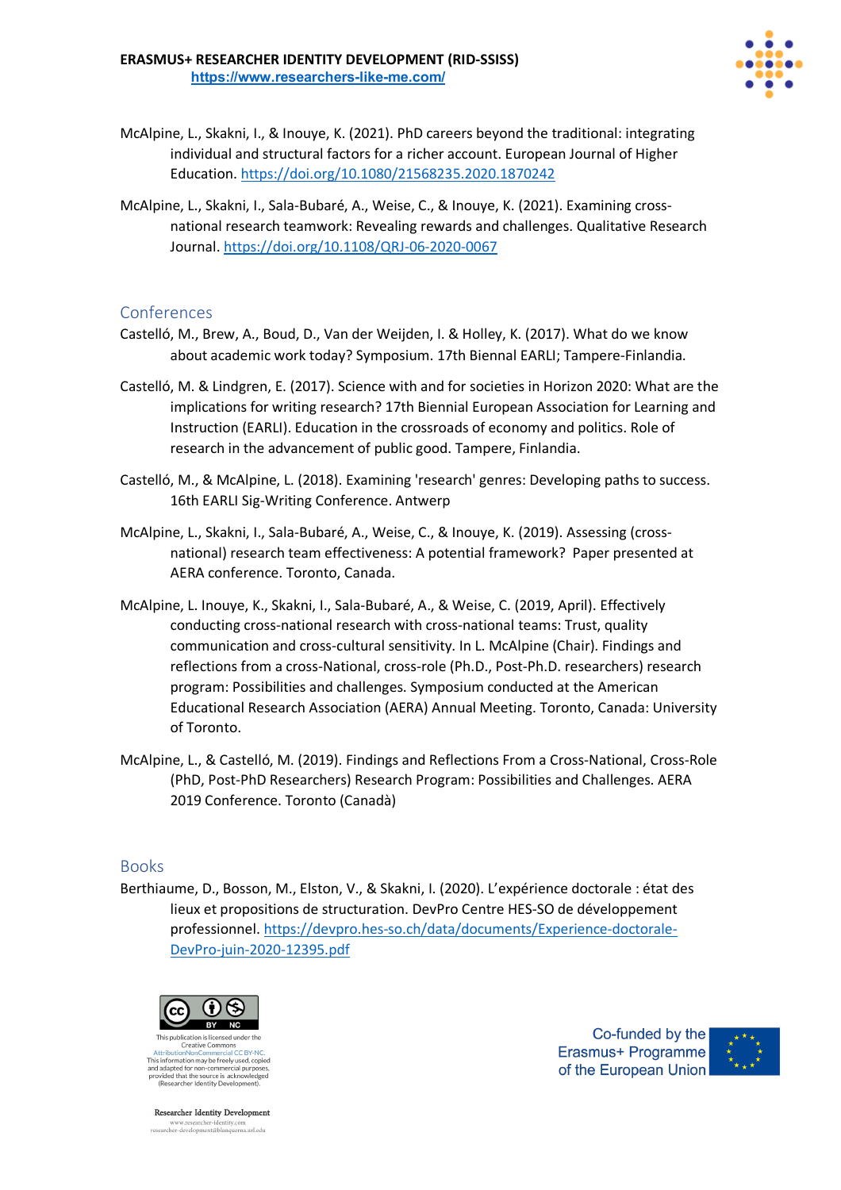McAlpine, L., Skakni, I., & Inouye, K. (2021). PhD careers beyond the traditional: integrating individual and structural factors for a richer account. European Journal of Higher Education. https://doi.org/10.1080/21568235.2020.1870242

McAlpine, L., Skakni, I., Sala-Bubaré, A., Weise, C., & Inouye, K. (2021). Examining cross-national research teamwork: Revealing rewards and challenges. Qualitative Research Journal. https://doi.org/10.1108/QRJ-06-2020-0067

## Conferences

Castelló, M., Brew, A., Boud, D., Van der Weijden, I. & Holley, K. (2017). What do we know about academic work today? Symposium. 17th Biennal EARLI; Tampere-Finlandia.

Castelló, M. & Lindgren, E. (2017). Science with and for societies in Horizon 2020: What are the implications for writing research? 17th Biennial European Association for Learning and Instruction (EARLI). Education in the crossroads of economy and politics. Role of research in the advancement of public good. Tampere, Finlandia.

Castelló, M., & McAlpine, L. (2018). Examining 'research' genres: Developing paths to success. 16th EARLI Sig-Writing Conference. Antwerp

McAlpine, L., Skakni, I., Sala-Bubaré, A., Weise, C., & Inouye, K. (2019). Assessing (cross-national) research team effectiveness: A potential framework? Paper presented at AERA conference. Toronto, Canada.

McAlpine, L. Inouye, K., Skakni, I., Sala-Bubaré, A., & Weise, C. (2019, April). Effectively conducting cross-national research with cross-national teams: Trust, quality communication and cross-cultural sensitivity. In L. McAlpine (Chair). Findings and reflections from a cross-National, cross-role (Ph.D., Post-Ph.D. researchers) research program: Possibilities and challenges. Symposium conducted at the American Educational Research Association (AERA) Annual Meeting. Toronto, Canada: University of Toronto.

McAlpine, L., & Castelló, M. (2019). Findings and Reflections From a Cross-National, Cross-Role (PhD, Post-PhD Researchers) Research Program: Possibilities and Challenges. AERA 2019 Conference. Toronto (Canadà)

## Books

Berthiaume, D., Bosson, M., Elston, V., & Skakni, I. (2020). L'expérience doctorale : état des lieux et propositions de structuration. DevPro Centre HES-SO de développement professionnel. https://devpro.hes-so.ch/data/documents/Experience-doctorale-DevPro-juin-2020-12395.pdf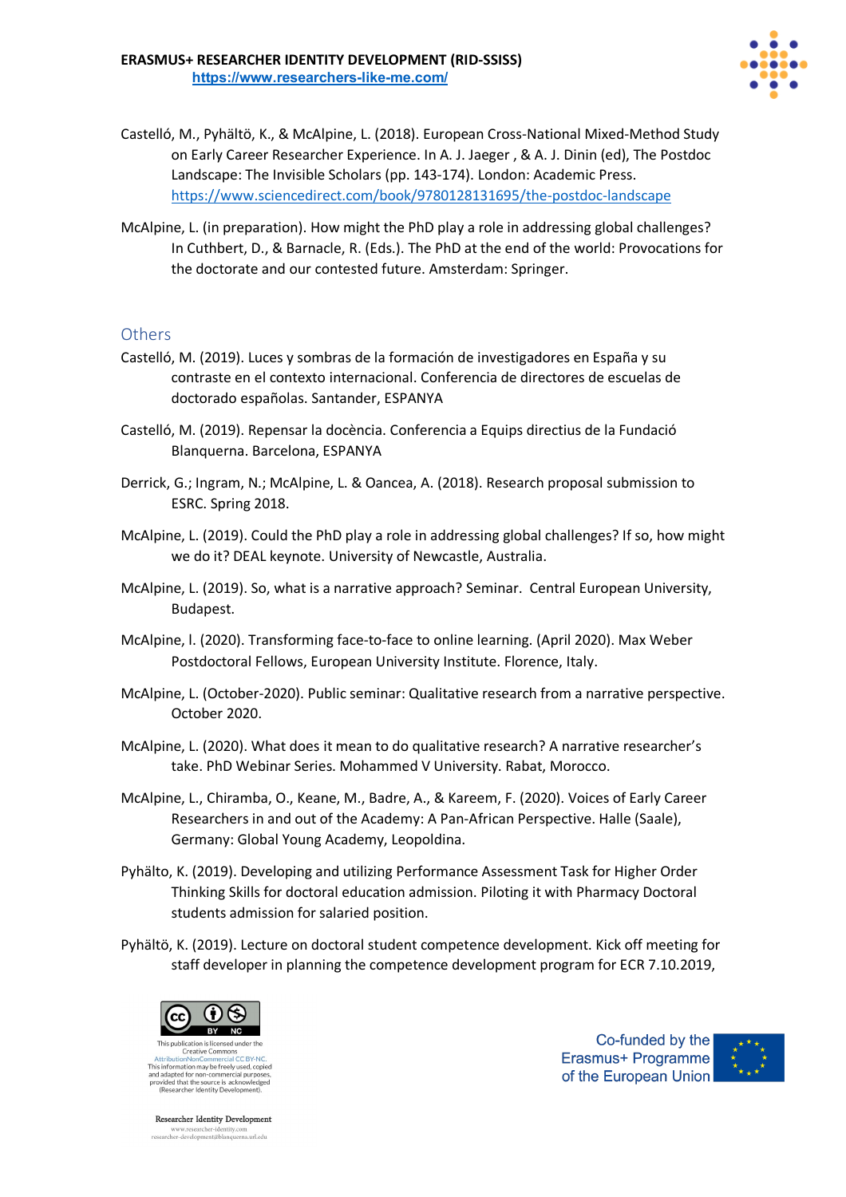Castelló, M., Pyhältö, K., & McAlpine, L. (2018). European Cross-National Mixed-Method Study on Early Career Researcher Experience. In A. J. Jaeger , & A. J. Dinin (ed), The Postdoc Landscape: The Invisible Scholars (pp. 143-174). London: Academic Press. https://www.sciencedirect.com/book/9780128131695/the-postdoc-landscape

McAlpine, L. (in preparation). How might the PhD play a role in addressing global challenges? In Cuthbert, D., & Barnacle, R. (Eds.). The PhD at the end of the world: Provocations for the doctorate and our contested future. Amsterdam: Springer.

## Others

Castelló, M. (2019). Luces y sombras de la formación de investigadores en España y su contraste en el contexto internacional. Conferencia de directores de escuelas de doctorado españolas. Santander, ESPANYA

Castelló, M. (2019). Repensar la docència. Conferencia a Equips directius de la Fundació Blanquerna. Barcelona, ESPANYA

Derrick, G.; Ingram, N.; McAlpine, L. & Oancea, A. (2018). Research proposal submission to ESRC. Spring 2018.

McAlpine, L. (2019). Could the PhD play a role in addressing global challenges? If so, how might we do it? DEAL keynote. University of Newcastle, Australia.

McAlpine, L. (2019). So, what is a narrative approach? Seminar. Central European University, Budapest.

McAlpine, l. (2020). Transforming face-to-face to online learning. (April 2020). Max Weber Postdoctoral Fellows, European University Institute. Florence, Italy.

McAlpine, L. (October-2020). Public seminar: Qualitative research from a narrative perspective. October 2020.

McAlpine, L. (2020). What does it mean to do qualitative research? A narrative researcher's take. PhD Webinar Series. Mohammed V University. Rabat, Morocco.

McAlpine, L., Chiramba, O., Keane, M., Badre, A., & Kareem, F. (2020). Voices of Early Career Researchers in and out of the Academy: A Pan-African Perspective. Halle (Saale), Germany: Global Young Academy, Leopoldina.

Pyhälto, K. (2019). Developing and utilizing Performance Assessment Task for Higher Order Thinking Skills for doctoral education admission. Piloting it with Pharmacy Doctoral students admission for salaried position.

Pyhältö, K. (2019). Lecture on doctoral student competence development. Kick off meeting for staff developer in planning the competence development program for ECR 7.10.2019,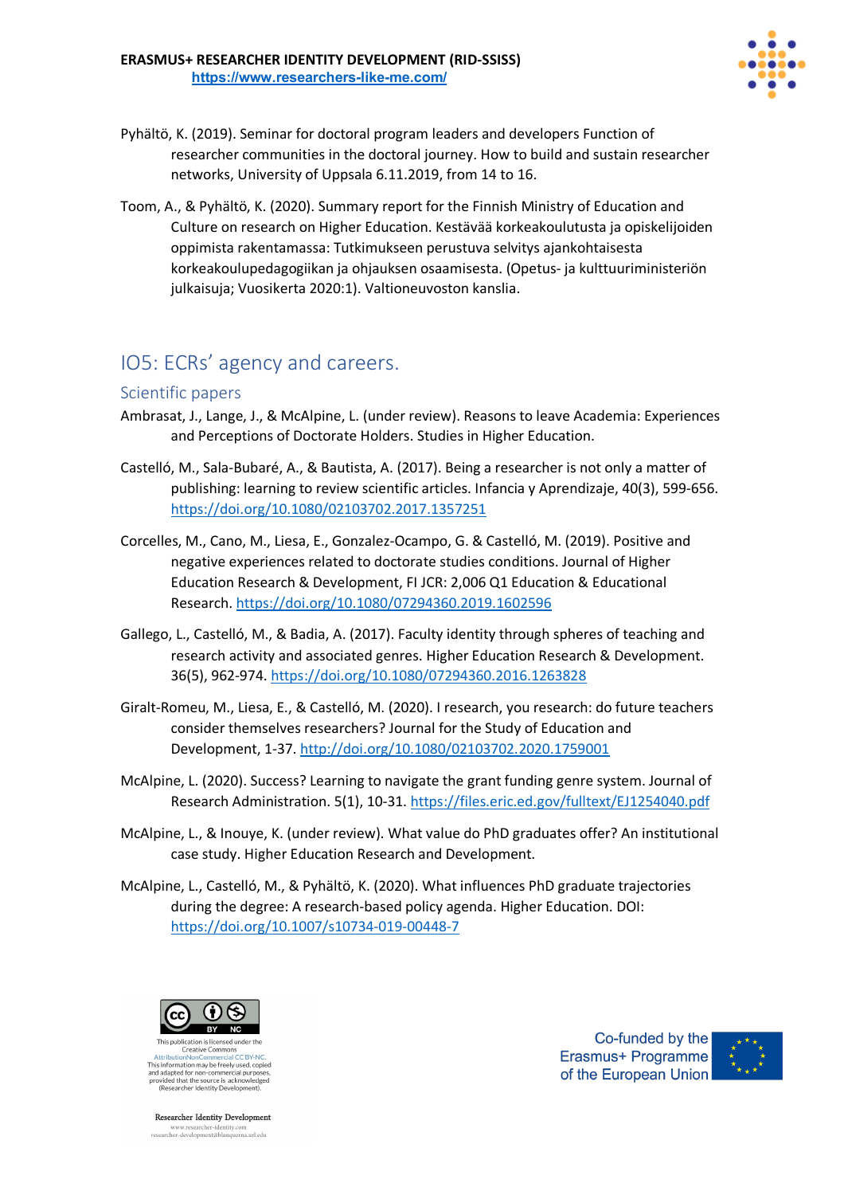Pyhältö, K. (2019). Seminar for doctoral program leaders and developers Function of researcher communities in the doctoral journey. How to build and sustain researcher networks, University of Uppsala 6.11.2019, from 14 to 16.

Toom, A., & Pyhältö, K. (2020). Summary report for the Finnish Ministry of Education and Culture on research on Higher Education. Kestävää korkeakoulutusta ja opiskelijoiden oppimista rakentamassa: Tutkimukseen perustuva selvitys ajankohtaisesta korkeakoulupedagogiikan ja ohjauksen osaamisesta. (Opetus- ja kulttuuriministeriön julkaisuja; Vuosikerta 2020:1). Valtioneuvoston kanslia.

## IO5: ECRs' agency and careers.

### Scientific papers

Ambrasat, J., Lange, J., & McAlpine, L. (under review). Reasons to leave Academia: Experiences and Perceptions of Doctorate Holders. Studies in Higher Education.

Castelló, M., Sala-Bubaré, A., & Bautista, A. (2017). Being a researcher is not only a matter of publishing: learning to review scientific articles. Infancia y Aprendizaje, 40(3), 599-656. https://doi.org/10.1080/02103702.2017.1357251

Corcelles, M., Cano, M., Liesa, E., Gonzalez-Ocampo, G. & Castelló, M. (2019). Positive and negative experiences related to doctorate studies conditions. Journal of Higher Education Research & Development, FI JCR: 2,006 Q1 Education & Educational Research. https://doi.org/10.1080/07294360.2019.1602596

Gallego, L., Castelló, M., & Badia, A. (2017). Faculty identity through spheres of teaching and research activity and associated genres. Higher Education Research & Development. 36(5), 962-974. https://doi.org/10.1080/07294360.2016.1263828

Giralt-Romeu, M., Liesa, E., & Castelló, M. (2020). I research, you research: do future teachers consider themselves researchers? Journal for the Study of Education and Development, 1-37. http://doi.org/10.1080/02103702.2020.1759001

McAlpine, L. (2020). Success? Learning to navigate the grant funding genre system. Journal of Research Administration. 5(1), 10-31. https://files.eric.ed.gov/fulltext/EJ1254040.pdf

McAlpine, L., & Inouye, K. (under review). What value do PhD graduates offer? An institutional case study. Higher Education Research and Development.

McAlpine, L., Castelló, M., & Pyhältö, K. (2020). What influences PhD graduate trajectories during the degree: A research-based policy agenda. Higher Education. DOI: https://doi.org/10.1007/s10734-019-00448-7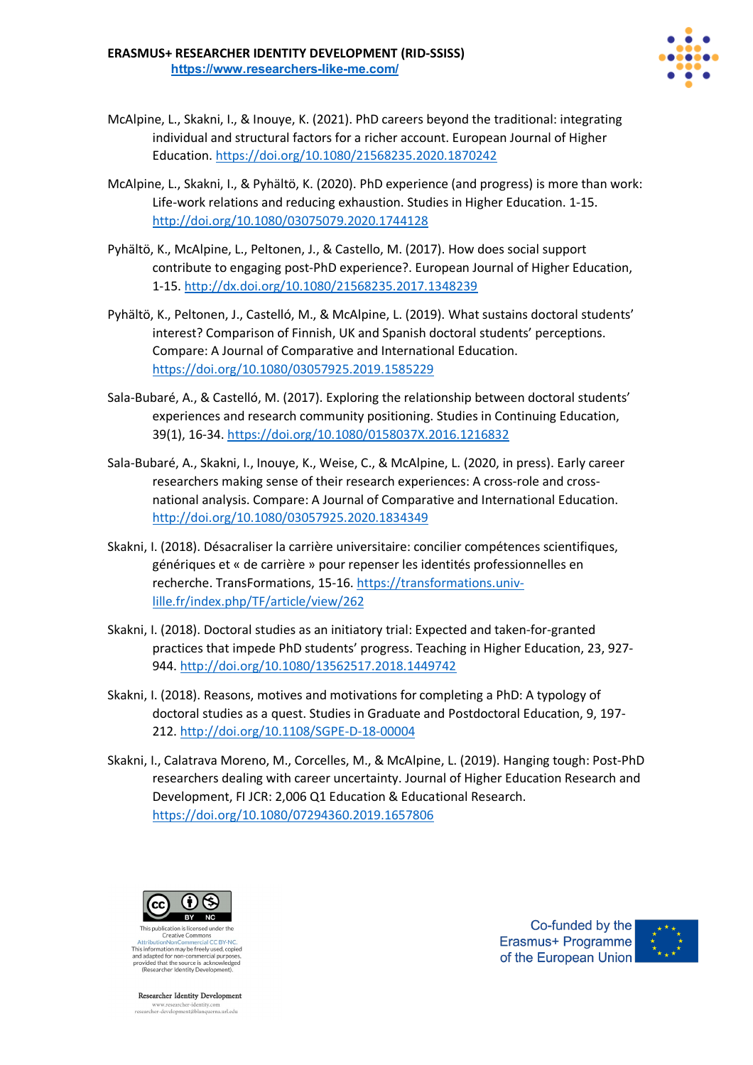McAlpine, L., Skakni, I., & Inouye, K. (2021). PhD careers beyond the traditional: integrating individual and structural factors for a richer account. European Journal of Higher Education. https://doi.org/10.1080/21568235.2020.1870242

McAlpine, L., Skakni, I., & Pyhältö, K. (2020). PhD experience (and progress) is more than work: Life-work relations and reducing exhaustion. Studies in Higher Education. 1-15. http://doi.org/10.1080/03075079.2020.1744128

Pyhältö, K., McAlpine, L., Peltonen, J., & Castello, M. (2017). How does social support contribute to engaging post-PhD experience?. European Journal of Higher Education, 1-15. http://dx.doi.org/10.1080/21568235.2017.1348239

Pyhältö, K., Peltonen, J., Castelló, M., & McAlpine, L. (2019). What sustains doctoral students' interest? Comparison of Finnish, UK and Spanish doctoral students' perceptions. Compare: A Journal of Comparative and International Education. https://doi.org/10.1080/03057925.2019.1585229

Sala-Bubaré, A., & Castelló, M. (2017). Exploring the relationship between doctoral students' experiences and research community positioning. Studies in Continuing Education, 39(1), 16-34. https://doi.org/10.1080/0158037X.2016.1216832

Sala-Bubaré, A., Skakni, I., Inouye, K., Weise, C., & McAlpine, L. (2020, in press). Early career researchers making sense of their research experiences: A cross-role and cross-national analysis. Compare: A Journal of Comparative and International Education. http://doi.org/10.1080/03057925.2020.1834349

Skakni, I. (2018). Désacraliser la carrière universitaire: concilier compétences scientifiques, génériques et « de carrière » pour repenser les identités professionnelles en recherche. TransFormations, 15-16. https://transformations.univ-lille.fr/index.php/TF/article/view/262

Skakni, I. (2018). Doctoral studies as an initiatory trial: Expected and taken-for-granted practices that impede PhD students' progress. Teaching in Higher Education, 23, 927-944. http://doi.org/10.1080/13562517.2018.1449742

Skakni, I. (2018). Reasons, motives and motivations for completing a PhD: A typology of doctoral studies as a quest. Studies in Graduate and Postdoctoral Education, 9, 197-212. http://doi.org/10.1108/SGPE-D-18-00004

Skakni, I., Calatrava Moreno, M., Corcelles, M., & McAlpine, L. (2019). Hanging tough: Post-PhD researchers dealing with career uncertainty. Journal of Higher Education Research and Development, FI JCR: 2,006 Q1 Education & Educational Research. https://doi.org/10.1080/07294360.2019.1657806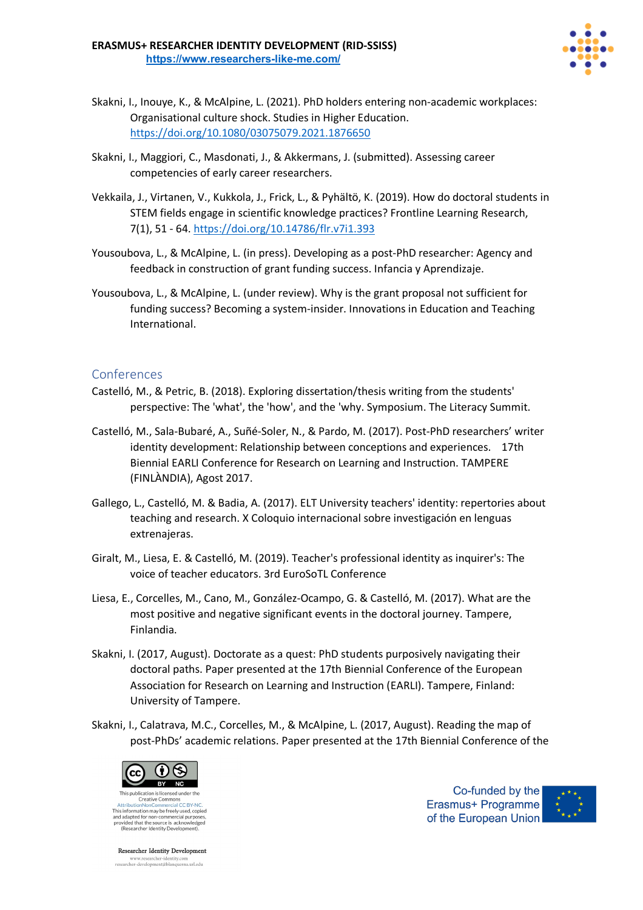Skakni, I., Inouye, K., & McAlpine, L. (2021). PhD holders entering non-academic workplaces: Organisational culture shock. Studies in Higher Education. https://doi.org/10.1080/03075079.2021.1876650

Skakni, I., Maggiori, C., Masdonati, J., & Akkermans, J. (submitted). Assessing career competencies of early career researchers.

Vekkaila, J., Virtanen, V., Kukkola, J., Frick, L., & Pyhältö, K. (2019). How do doctoral students in STEM fields engage in scientific knowledge practices? Frontline Learning Research, 7(1), 51 - 64. https://doi.org/10.14786/flr.v7i1.393

Yousoubova, L., & McAlpine, L. (in press). Developing as a post-PhD researcher: Agency and feedback in construction of grant funding success. Infancia y Aprendizaje.

Yousoubova, L., & McAlpine, L. (under review). Why is the grant proposal not sufficient for funding success? Becoming a system-insider. Innovations in Education and Teaching International.

## Conferences

Castelló, M., & Petric, B. (2018). Exploring dissertation/thesis writing from the students' perspective: The 'what', the 'how', and the 'why. Symposium. The Literacy Summit.

Castelló, M., Sala-Bubaré, A., Suñé-Soler, N., & Pardo, M. (2017). Post-PhD researchers' writer identity development: Relationship between conceptions and experiences. 17th Biennial EARLI Conference for Research on Learning and Instruction. TAMPERE (FINLÀNDIA), Agost 2017.

Gallego, L., Castelló, M. & Badia, A. (2017). ELT University teachers' identity: repertories about teaching and research. X Coloquio internacional sobre investigación en lenguas extrenajeras.

Giralt, M., Liesa, E. & Castelló, M. (2019). Teacher's professional identity as inquirer's: The voice of teacher educators. 3rd EuroSoTL Conference

Liesa, E., Corcelles, M., Cano, M., González-Ocampo, G. & Castelló, M. (2017). What are the most positive and negative significant events in the doctoral journey. Tampere, Finlandia.

Skakni, I. (2017, August). Doctorate as a quest: PhD students purposively navigating their doctoral paths. Paper presented at the 17th Biennial Conference of the European Association for Research on Learning and Instruction (EARLI). Tampere, Finland: University of Tampere.

Skakni, I., Calatrava, M.C., Corcelles, M., & McAlpine, L. (2017, August). Reading the map of post-PhDs' academic relations. Paper presented at the 17th Biennial Conference of the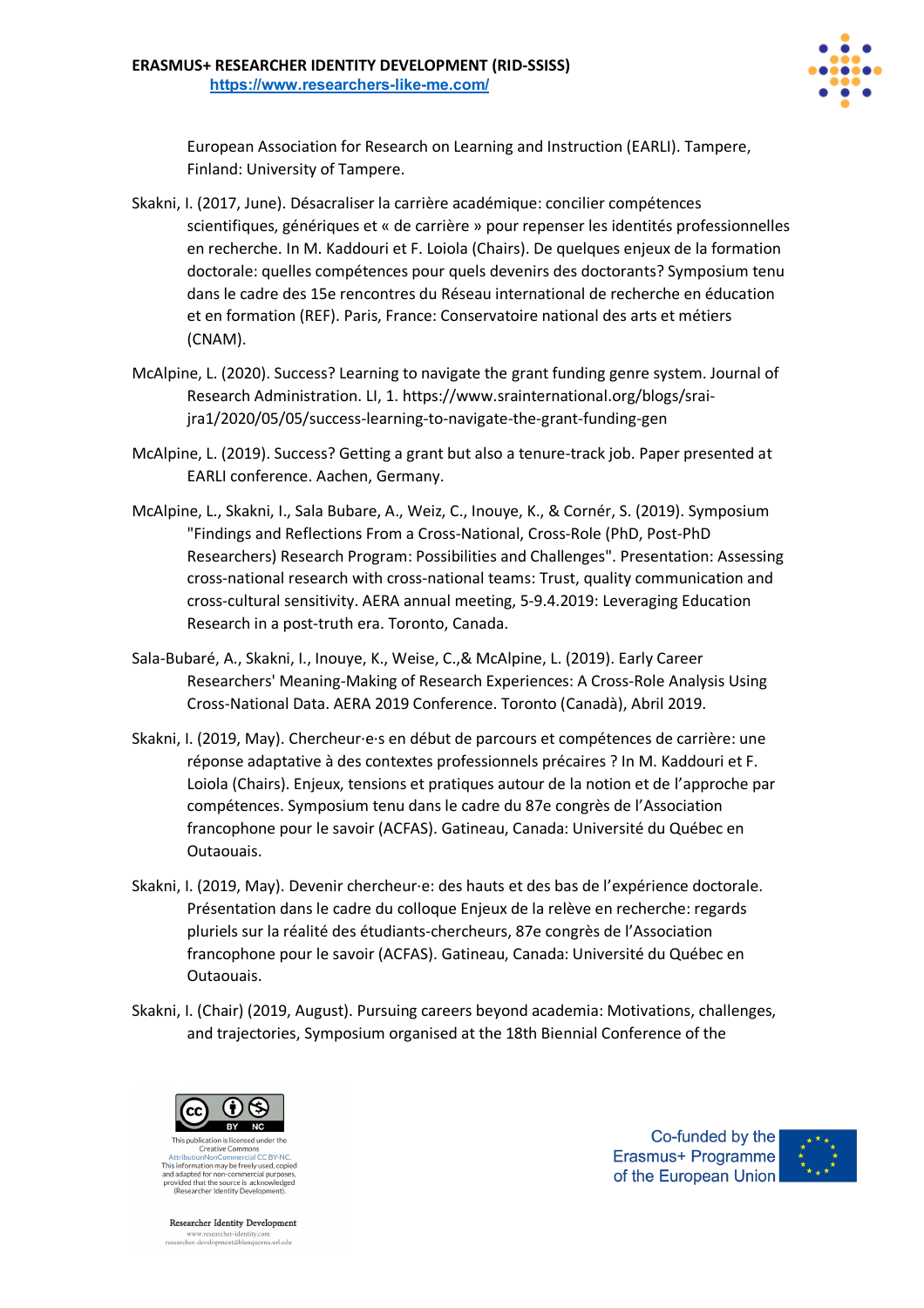European Association for Research on Learning and Instruction (EARLI). Tampere, Finland: University of Tampere.

Skakni, I. (2017, June). Désacraliser la carrière académique: concilier compétences scientifiques, génériques et « de carrière » pour repenser les identités professionnelles en recherche. In M. Kaddouri et F. Loiola (Chairs). De quelques enjeux de la formation doctorale: quelles compétences pour quels devenirs des doctorants? Symposium tenu dans le cadre des 15e rencontres du Réseau international de recherche en éducation et en formation (REF). Paris, France: Conservatoire national des arts et métiers (CNAM).

McAlpine, L. (2020). Success? Learning to navigate the grant funding genre system. Journal of Research Administration. LI, 1. https://www.srainternational.org/blogs/srai-jra1/2020/05/05/success-learning-to-navigate-the-grant-funding-gen

McAlpine, L. (2019). Success? Getting a grant but also a tenure-track job. Paper presented at EARLI conference. Aachen, Germany.

McAlpine, L., Skakni, I., Sala Bubare, A., Weiz, C., Inouye, K., & Cornér, S. (2019). Symposium "Findings and Reflections From a Cross-National, Cross-Role (PhD, Post-PhD Researchers) Research Program: Possibilities and Challenges". Presentation: Assessing cross-national research with cross-national teams: Trust, quality communication and cross-cultural sensitivity. AERA annual meeting, 5-9.4.2019: Leveraging Education Research in a post-truth era. Toronto, Canada.

Sala-Bubaré, A., Skakni, I., Inouye, K., Weise, C.,& McAlpine, L. (2019). Early Career Researchers' Meaning-Making of Research Experiences: A Cross-Role Analysis Using Cross-National Data. AERA 2019 Conference. Toronto (Canadà), Abril 2019.

Skakni, I. (2019, May). Chercheur·e·s en début de parcours et compétences de carrière: une réponse adaptative à des contextes professionnels précaires ? In M. Kaddouri et F. Loiola (Chairs). Enjeux, tensions et pratiques autour de la notion et de l'approche par compétences. Symposium tenu dans le cadre du 87e congrès de l'Association francophone pour le savoir (ACFAS). Gatineau, Canada: Université du Québec en Outaouais.

Skakni, I. (2019, May). Devenir chercheur·e: des hauts et des bas de l'expérience doctorale. Présentation dans le cadre du colloque Enjeux de la relève en recherche: regards pluriels sur la réalité des étudiants-chercheurs, 87e congrès de l'Association francophone pour le savoir (ACFAS). Gatineau, Canada: Université du Québec en Outaouais.

Skakni, I. (Chair) (2019, August). Pursuing careers beyond academia: Motivations, challenges, and trajectories, Symposium organised at the 18th Biennial Conference of the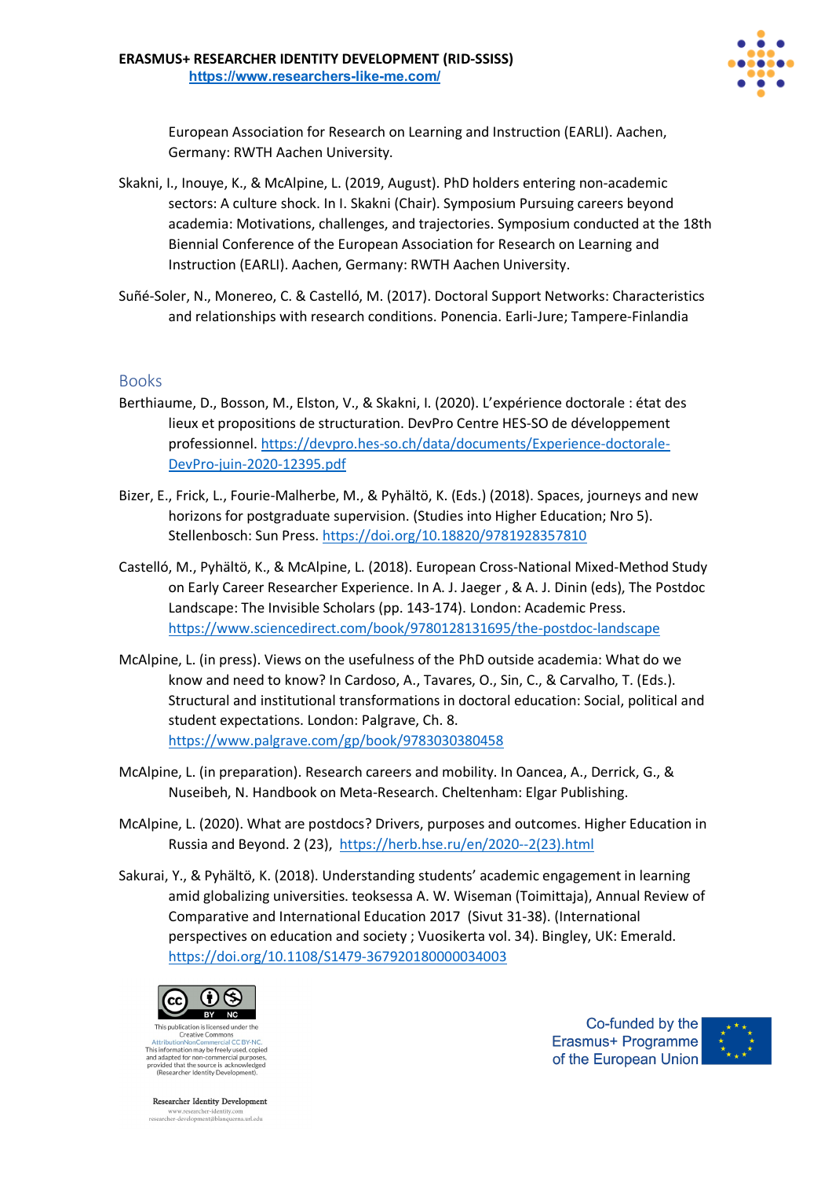European Association for Research on Learning and Instruction (EARLI). Aachen, Germany: RWTH Aachen University.

Skakni, I., Inouye, K., & McAlpine, L. (2019, August). PhD holders entering non-academic sectors: A culture shock. In I. Skakni (Chair). Symposium Pursuing careers beyond academia: Motivations, challenges, and trajectories. Symposium conducted at the 18th Biennial Conference of the European Association for Research on Learning and Instruction (EARLI). Aachen, Germany: RWTH Aachen University.

Suñé-Soler, N., Monereo, C. & Castelló, M. (2017). Doctoral Support Networks: Characteristics and relationships with research conditions. Ponencia. Earli-Jure; Tampere-Finlandia

## Books

Berthiaume, D., Bosson, M., Elston, V., & Skakni, I. (2020). L'expérience doctorale : état des lieux et propositions de structuration. DevPro Centre HES-SO de développement professionnel. https://devpro.hes-so.ch/data/documents/Experience-doctorale-DevPro-juin-2020-12395.pdf

Bizer, E., Frick, L., Fourie-Malherbe, M., & Pyhältö, K. (Eds.) (2018). Spaces, journeys and new horizons for postgraduate supervision. (Studies into Higher Education; Nro 5). Stellenbosch: Sun Press. https://doi.org/10.18820/9781928357810

Castelló, M., Pyhältö, K., & McAlpine, L. (2018). European Cross-National Mixed-Method Study on Early Career Researcher Experience. In A. J. Jaeger , & A. J. Dinin (eds), The Postdoc Landscape: The Invisible Scholars (pp. 143-174). London: Academic Press. https://www.sciencedirect.com/book/9780128131695/the-postdoc-landscape

McAlpine, L. (in press). Views on the usefulness of the PhD outside academia: What do we know and need to know? In Cardoso, A., Tavares, O., Sin, C., & Carvalho, T. (Eds.). Structural and institutional transformations in doctoral education: Social, political and student expectations. London: Palgrave, Ch. 8. https://www.palgrave.com/gp/book/9783030380458

McAlpine, L. (in preparation). Research careers and mobility. In Oancea, A., Derrick, G., & Nuseibeh, N. Handbook on Meta-Research. Cheltenham: Elgar Publishing.

McAlpine, L. (2020). What are postdocs? Drivers, purposes and outcomes. Higher Education in Russia and Beyond. 2 (23), https://herb.hse.ru/en/2020--2(23).html

Sakurai, Y., & Pyhältö, K. (2018). Understanding students' academic engagement in learning amid globalizing universities. teoksessa A. W. Wiseman (Toimittaja), Annual Review of Comparative and International Education 2017 (Sivut 31-38). (International perspectives on education and society ; Vuosikerta vol. 34). Bingley, UK: Emerald. https://doi.org/10.1108/S1479-367920180000034003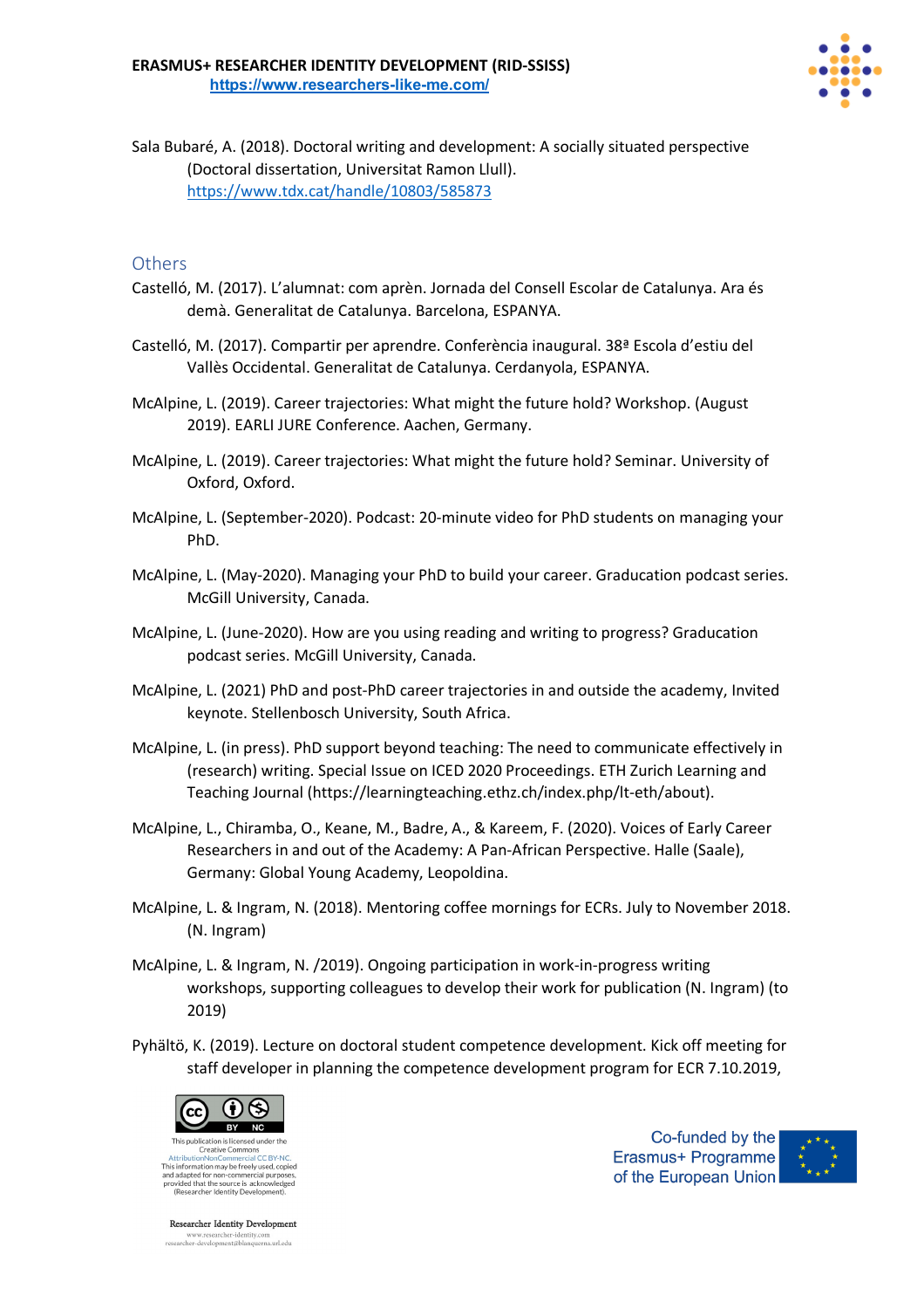Sala Bubaré, A. (2018). Doctoral writing and development: A socially situated perspective (Doctoral dissertation, Universitat Ramon Llull). https://www.tdx.cat/handle/10803/585873

## Others

Castelló, M. (2017). L'alumnat: com aprèn. Jornada del Consell Escolar de Catalunya. Ara és demà. Generalitat de Catalunya. Barcelona, ESPANYA.

Castelló, M. (2017). Compartir per aprendre. Conferència inaugural. 38ª Escola d'estiu del Vallès Occidental. Generalitat de Catalunya. Cerdanyola, ESPANYA.

McAlpine, L. (2019). Career trajectories: What might the future hold? Workshop. (August 2019). EARLI JURE Conference. Aachen, Germany.

McAlpine, L. (2019). Career trajectories: What might the future hold? Seminar. University of Oxford, Oxford.

McAlpine, L. (September-2020). Podcast: 20-minute video for PhD students on managing your PhD.

McAlpine, L. (May-2020). Managing your PhD to build your career. Graducation podcast series. McGill University, Canada.

McAlpine, L. (June-2020). How are you using reading and writing to progress? Graducation podcast series. McGill University, Canada.

McAlpine, L. (2021) PhD and post-PhD career trajectories in and outside the academy, Invited keynote. Stellenbosch University, South Africa.

McAlpine, L. (in press). PhD support beyond teaching: The need to communicate effectively in (research) writing. Special Issue on ICED 2020 Proceedings. ETH Zurich Learning and Teaching Journal (https://learningteaching.ethz.ch/index.php/lt-eth/about).

McAlpine, L., Chiramba, O., Keane, M., Badre, A., & Kareem, F. (2020). Voices of Early Career Researchers in and out of the Academy: A Pan-African Perspective. Halle (Saale), Germany: Global Young Academy, Leopoldina.

McAlpine, L. & Ingram, N. (2018). Mentoring coffee mornings for ECRs. July to November 2018. (N. Ingram)

McAlpine, L. & Ingram, N. /2019). Ongoing participation in work-in-progress writing workshops, supporting colleagues to develop their work for publication (N. Ingram) (to 2019)

Pyhältö, K. (2019). Lecture on doctoral student competence development. Kick off meeting for staff developer in planning the competence development program for ECR 7.10.2019,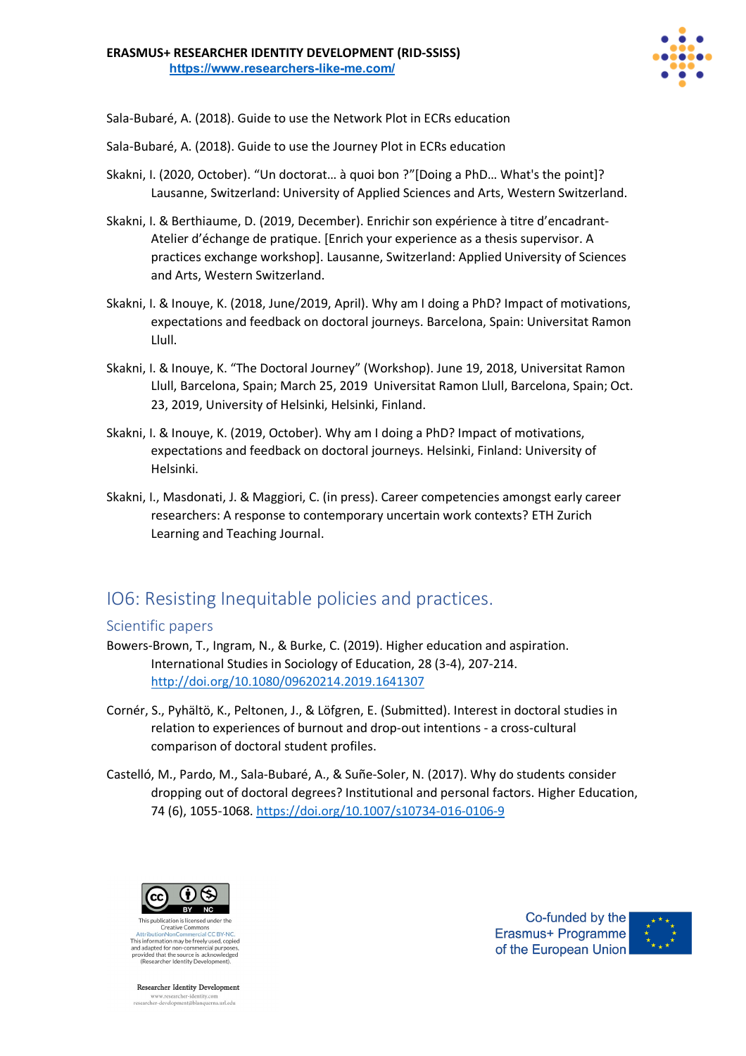Sala-Bubaré, A. (2018). Guide to use the Network Plot in ECRs education

Sala-Bubaré, A. (2018). Guide to use the Journey Plot in ECRs education

Skakni, I. (2020, October). “Un doctorat… à quoi bon ?”[Doing a PhD… What's the point]? Lausanne, Switzerland: University of Applied Sciences and Arts, Western Switzerland.

Skakni, I. & Berthiaume, D. (2019, December). Enrichir son expérience à titre d’encadrant- Atelier d’échange de pratique. [Enrich your experience as a thesis supervisor. A practices exchange workshop]. Lausanne, Switzerland: Applied University of Sciences and Arts, Western Switzerland.

Skakni, I. & Inouye, K. (2018, June/2019, April). Why am I doing a PhD? Impact of motivations, expectations and feedback on doctoral journeys. Barcelona, Spain: Universitat Ramon Llull.

Skakni, I. & Inouye, K. “The Doctoral Journey” (Workshop). June 19, 2018, Universitat Ramon Llull, Barcelona, Spain; March 25, 2019 Universitat Ramon Llull, Barcelona, Spain; Oct. 23, 2019, University of Helsinki, Helsinki, Finland.

Skakni, I. & Inouye, K. (2019, October). Why am I doing a PhD? Impact of motivations, expectations and feedback on doctoral journeys. Helsinki, Finland: University of Helsinki.

Skakni, I., Masdonati, J. & Maggiori, C. (in press). Career competencies amongst early career researchers: A response to contemporary uncertain work contexts? ETH Zurich Learning and Teaching Journal.

## IO6: Resisting Inequitable policies and practices.

### Scientific papers

Bowers-Brown, T., Ingram, N., & Burke, C. (2019). Higher education and aspiration. International Studies in Sociology of Education, 28 (3-4), 207-214. http://doi.org/10.1080/09620214.2019.1641307

Cornér, S., Pyhältö, K., Peltonen, J., & Löfgren, E. (Submitted). Interest in doctoral studies in relation to experiences of burnout and drop-out intentions - a cross-cultural comparison of doctoral student profiles.

Castelló, M., Pardo, M., Sala-Bubaré, A., & Suñe-Soler, N. (2017). Why do students consider dropping out of doctoral degrees? Institutional and personal factors. Higher Education, 74 (6), 1055-1068. https://doi.org/10.1007/s10734-016-0106-9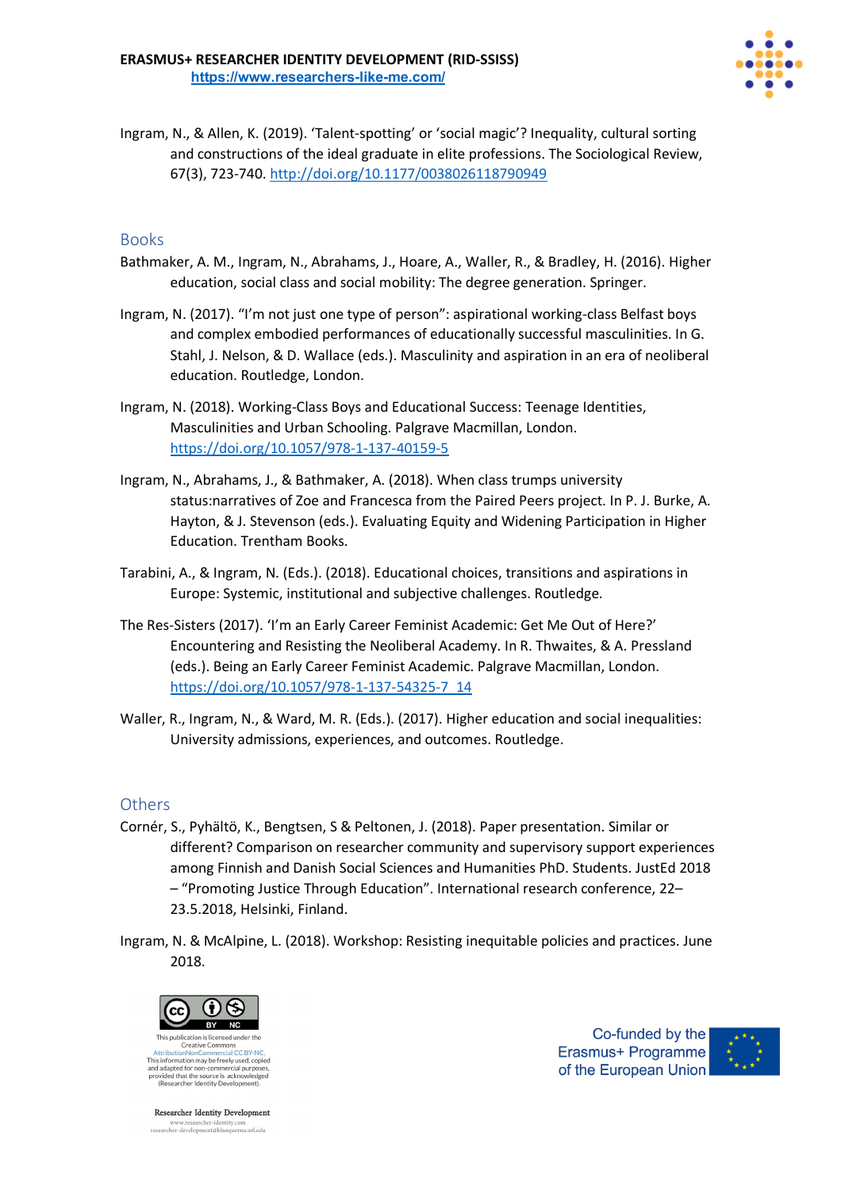Ingram, N., & Allen, K. (2019). 'Talent-spotting' or 'social magic'? Inequality, cultural sorting and constructions of the ideal graduate in elite professions. The Sociological Review, 67(3), 723-740. http://doi.org/10.1177/0038026118790949

## Books

Bathmaker, A. M., Ingram, N., Abrahams, J., Hoare, A., Waller, R., & Bradley, H. (2016). Higher education, social class and social mobility: The degree generation. Springer.

Ingram, N. (2017). "I'm not just one type of person": aspirational working-class Belfast boys and complex embodied performances of educationally successful masculinities. In G. Stahl, J. Nelson, & D. Wallace (eds.). Masculinity and aspiration in an era of neoliberal education. Routledge, London.

Ingram, N. (2018). Working-Class Boys and Educational Success: Teenage Identities, Masculinities and Urban Schooling. Palgrave Macmillan, London. https://doi.org/10.1057/978-1-137-40159-5

Ingram, N., Abrahams, J., & Bathmaker, A. (2018). When class trumps university status:narratives of Zoe and Francesca from the Paired Peers project. In P. J. Burke, A. Hayton, & J. Stevenson (eds.). Evaluating Equity and Widening Participation in Higher Education. Trentham Books.

Tarabini, A., & Ingram, N. (Eds.). (2018). Educational choices, transitions and aspirations in Europe: Systemic, institutional and subjective challenges. Routledge.

The Res-Sisters (2017). 'I'm an Early Career Feminist Academic: Get Me Out of Here?' Encountering and Resisting the Neoliberal Academy. In R. Thwaites, & A. Pressland (eds.). Being an Early Career Feminist Academic. Palgrave Macmillan, London. https://doi.org/10.1057/978-1-137-54325-7_14

Waller, R., Ingram, N., & Ward, M. R. (Eds.). (2017). Higher education and social inequalities: University admissions, experiences, and outcomes. Routledge.

## Others

Cornér, S., Pyhältö, K., Bengtsen, S & Peltonen, J. (2018). Paper presentation. Similar or different? Comparison on researcher community and supervisory support experiences among Finnish and Danish Social Sciences and Humanities PhD. Students. JustEd 2018 – "Promoting Justice Through Education". International research conference, 22–23.5.2018, Helsinki, Finland.

Ingram, N. & McAlpine, L. (2018). Workshop: Resisting inequitable policies and practices. June 2018.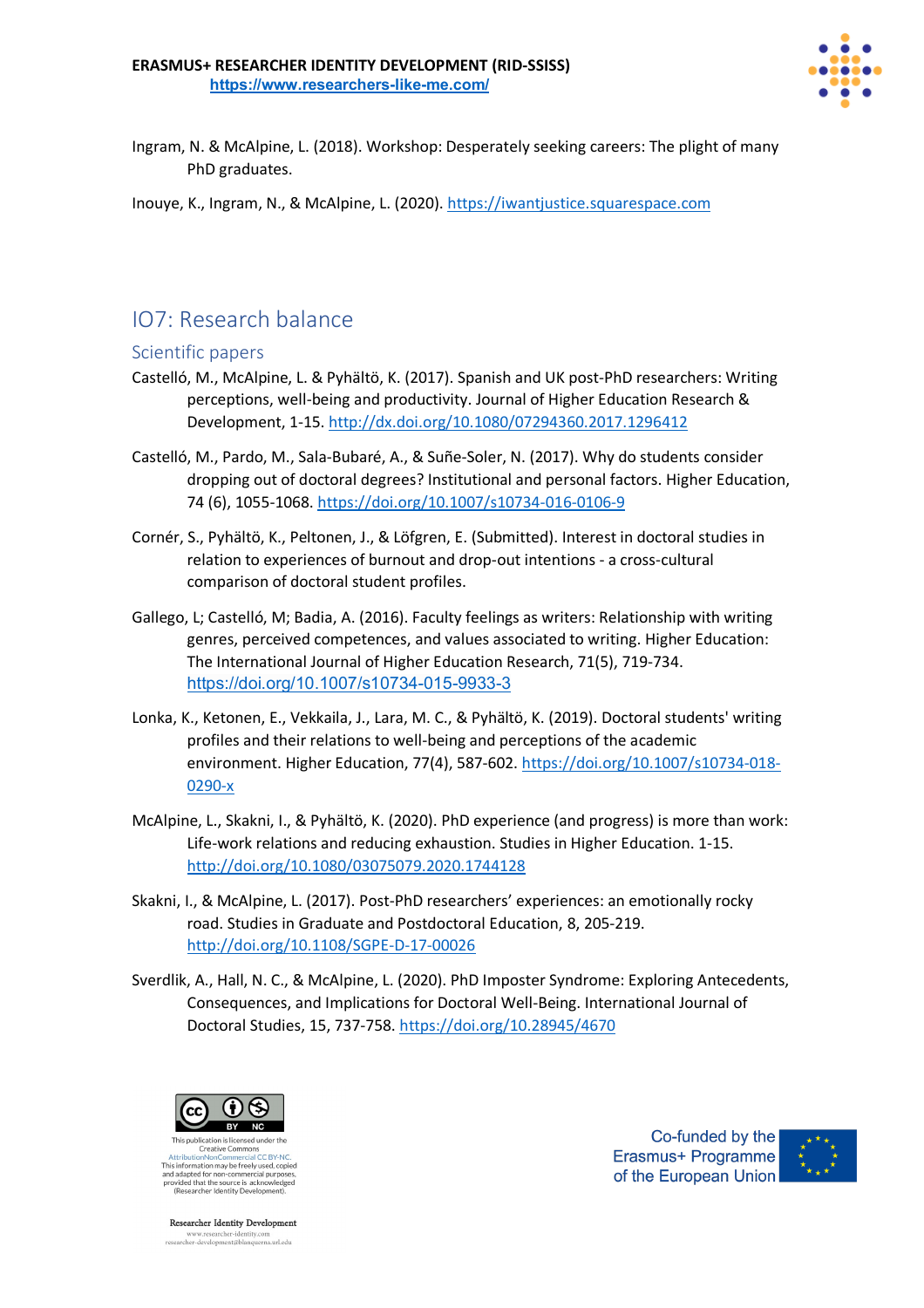Ingram, N. & McAlpine, L. (2018). Workshop: Desperately seeking careers: The plight of many PhD graduates.

Inouye, K., Ingram, N., & McAlpine, L. (2020). https://iwantjustice.squarespace.com

## IO7: Research balance

### Scientific papers

Castelló, M., McAlpine, L. & Pyhältö, K. (2017). Spanish and UK post-PhD researchers: Writing perceptions, well-being and productivity. Journal of Higher Education Research & Development, 1-15. http://dx.doi.org/10.1080/07294360.2017.1296412

Castelló, M., Pardo, M., Sala-Bubaré, A., & Suñe-Soler, N. (2017). Why do students consider dropping out of doctoral degrees? Institutional and personal factors. Higher Education, 74 (6), 1055-1068. https://doi.org/10.1007/s10734-016-0106-9

Cornér, S., Pyhältö, K., Peltonen, J., & Löfgren, E. (Submitted). Interest in doctoral studies in relation to experiences of burnout and drop-out intentions - a cross-cultural comparison of doctoral student profiles.

Gallego, L; Castelló, M; Badia, A. (2016). Faculty feelings as writers: Relationship with writing genres, perceived competences, and values associated to writing. Higher Education: The International Journal of Higher Education Research, 71(5), 719-734. https://doi.org/10.1007/s10734-015-9933-3

Lonka, K., Ketonen, E., Vekkaila, J., Lara, M. C., & Pyhältö, K. (2019). Doctoral students' writing profiles and their relations to well-being and perceptions of the academic environment. Higher Education, 77(4), 587-602. https://doi.org/10.1007/s10734-018-0290-x

McAlpine, L., Skakni, I., & Pyhältö, K. (2020). PhD experience (and progress) is more than work: Life-work relations and reducing exhaustion. Studies in Higher Education. 1-15. http://doi.org/10.1080/03075079.2020.1744128

Skakni, I., & McAlpine, L. (2017). Post-PhD researchers' experiences: an emotionally rocky road. Studies in Graduate and Postdoctoral Education, 8, 205-219. http://doi.org/10.1108/SGPE-D-17-00026

Sverdlik, A., Hall, N. C., & McAlpine, L. (2020). PhD Imposter Syndrome: Exploring Antecedents, Consequences, and Implications for Doctoral Well-Being. International Journal of Doctoral Studies, 15, 737-758. https://doi.org/10.28945/4670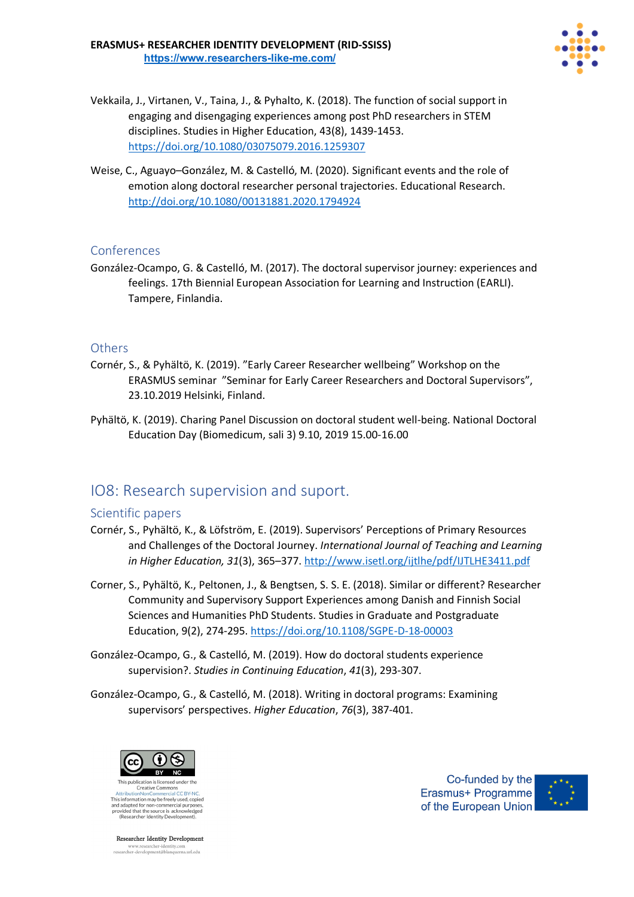Vekkaila, J., Virtanen, V., Taina, J., & Pyhalto, K. (2018). The function of social support in engaging and disengaging experiences among post PhD researchers in STEM disciplines. Studies in Higher Education, 43(8), 1439-1453. https://doi.org/10.1080/03075079.2016.1259307

Weise, C., Aguayo–González, M. & Castelló, M. (2020). Significant events and the role of emotion along doctoral researcher personal trajectories. Educational Research. http://doi.org/10.1080/00131881.2020.1794924

### Conferences

González-Ocampo, G. & Castelló, M. (2017). The doctoral supervisor journey: experiences and feelings. 17th Biennial European Association for Learning and Instruction (EARLI). Tampere, Finlandia.

### Others

Cornér, S., & Pyhältö, K. (2019). "Early Career Researcher wellbeing" Workshop on the ERASMUS seminar "Seminar for Early Career Researchers and Doctoral Supervisors", 23.10.2019 Helsinki, Finland.

Pyhältö, K. (2019). Charing Panel Discussion on doctoral student well-being. National Doctoral Education Day (Biomedicum, sali 3) 9.10, 2019 15.00-16.00

## IO8: Research supervision and suport.

### Scientific papers

Cornér, S., Pyhältö, K., & Löfström, E. (2019). Supervisors' Perceptions of Primary Resources and Challenges of the Doctoral Journey. *International Journal of Teaching and Learning in Higher Education, 31*(3), 365–377. http://www.isetl.org/ijtlhe/pdf/IJTLHE3411.pdf

Corner, S., Pyhältö, K., Peltonen, J., & Bengtsen, S. S. E. (2018). Similar or different? Researcher Community and Supervisory Support Experiences among Danish and Finnish Social Sciences and Humanities PhD Students. Studies in Graduate and Postgraduate Education, 9(2), 274-295. https://doi.org/10.1108/SGPE-D-18-00003

González-Ocampo, G., & Castelló, M. (2019). How do doctoral students experience supervision?. *Studies in Continuing Education*, *41*(3), 293-307.

González-Ocampo, G., & Castelló, M. (2018). Writing in doctoral programs: Examining supervisors' perspectives. *Higher Education*, *76*(3), 387-401.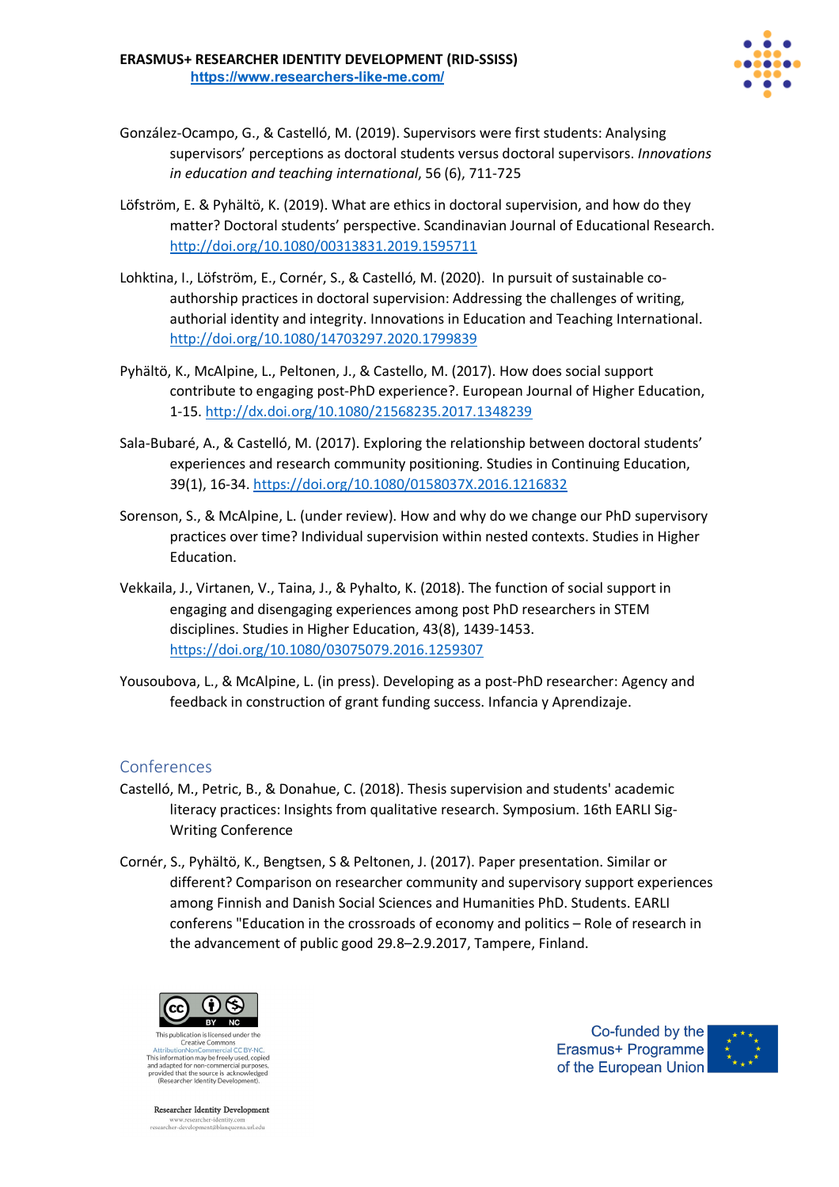González-Ocampo, G., & Castelló, M. (2019). Supervisors were first students: Analysing supervisors' perceptions as doctoral students versus doctoral supervisors. *Innovations in education and teaching international*, 56 (6), 711-725

Löfström, E. & Pyhältö, K. (2019). What are ethics in doctoral supervision, and how do they matter? Doctoral students' perspective. Scandinavian Journal of Educational Research. http://doi.org/10.1080/00313831.2019.1595711

Lohktina, I., Löfström, E., Cornér, S., & Castelló, M. (2020). In pursuit of sustainable co-authorship practices in doctoral supervision: Addressing the challenges of writing, authorial identity and integrity. Innovations in Education and Teaching International. http://doi.org/10.1080/14703297.2020.1799839

Pyhältö, K., McAlpine, L., Peltonen, J., & Castello, M. (2017). How does social support contribute to engaging post-PhD experience?. European Journal of Higher Education, 1-15. http://dx.doi.org/10.1080/21568235.2017.1348239

Sala-Bubaré, A., & Castelló, M. (2017). Exploring the relationship between doctoral students' experiences and research community positioning. Studies in Continuing Education, 39(1), 16-34. https://doi.org/10.1080/0158037X.2016.1216832

Sorenson, S., & McAlpine, L. (under review). How and why do we change our PhD supervisory practices over time? Individual supervision within nested contexts. Studies in Higher Education.

Vekkaila, J., Virtanen, V., Taina, J., & Pyhalto, K. (2018). The function of social support in engaging and disengaging experiences among post PhD researchers in STEM disciplines. Studies in Higher Education, 43(8), 1439-1453. https://doi.org/10.1080/03075079.2016.1259307

Yousoubova, L., & McAlpine, L. (in press). Developing as a post-PhD researcher: Agency and feedback in construction of grant funding success. Infancia y Aprendizaje.

## Conferences

Castelló, M., Petric, B., & Donahue, C. (2018). Thesis supervision and students' academic literacy practices: Insights from qualitative research. Symposium. 16th EARLI Sig-Writing Conference

Cornér, S., Pyhältö, K., Bengtsen, S & Peltonen, J. (2017). Paper presentation. Similar or different? Comparison on researcher community and supervisory support experiences among Finnish and Danish Social Sciences and Humanities PhD. Students. EARLI conferens "Education in the crossroads of economy and politics – Role of research in the advancement of public good 29.8–2.9.2017, Tampere, Finland.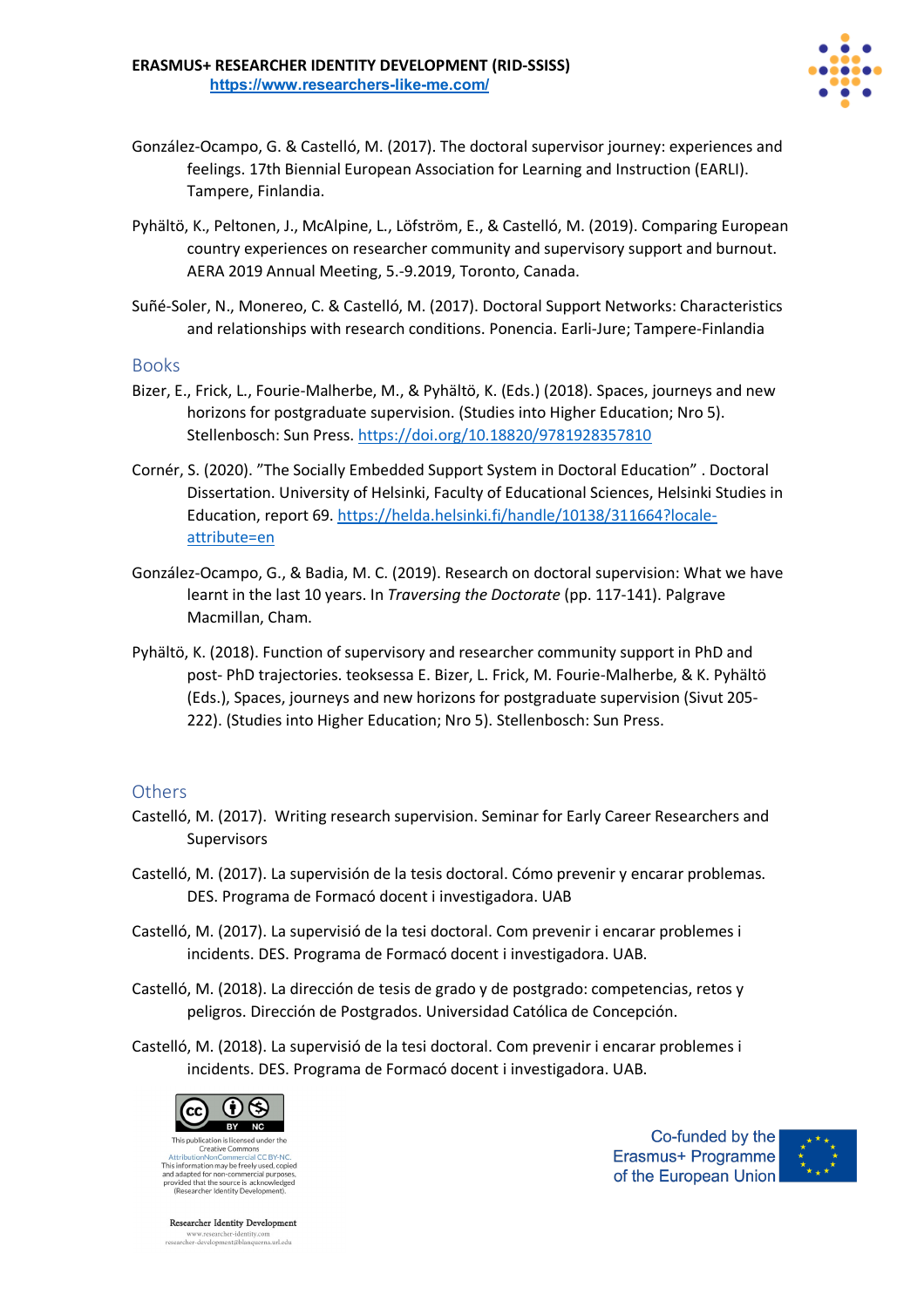González-Ocampo, G. & Castelló, M. (2017). The doctoral supervisor journey: experiences and feelings. 17th Biennial European Association for Learning and Instruction (EARLI). Tampere, Finlandia.

Pyhältö, K., Peltonen, J., McAlpine, L., Löfström, E., & Castelló, M. (2019). Comparing European country experiences on researcher community and supervisory support and burnout. AERA 2019 Annual Meeting, 5.-9.2019, Toronto, Canada.

Suñé-Soler, N., Monereo, C. & Castelló, M. (2017). Doctoral Support Networks: Characteristics and relationships with research conditions. Ponencia. Earli-Jure; Tampere-Finlandia

## Books

Bizer, E., Frick, L., Fourie-Malherbe, M., & Pyhältö, K. (Eds.) (2018). Spaces, journeys and new horizons for postgraduate supervision. (Studies into Higher Education; Nro 5). Stellenbosch: Sun Press. https://doi.org/10.18820/9781928357810

Cornér, S. (2020). "The Socially Embedded Support System in Doctoral Education" . Doctoral Dissertation. University of Helsinki, Faculty of Educational Sciences, Helsinki Studies in Education, report 69. https://helda.helsinki.fi/handle/10138/311664?locale-attribute=en

González-Ocampo, G., & Badia, M. C. (2019). Research on doctoral supervision: What we have learnt in the last 10 years. In *Traversing the Doctorate* (pp. 117-141). Palgrave Macmillan, Cham.

Pyhältö, K. (2018). Function of supervisory and researcher community support in PhD and post- PhD trajectories. teoksessa E. Bizer, L. Frick, M. Fourie-Malherbe, & K. Pyhältö (Eds.), Spaces, journeys and new horizons for postgraduate supervision (Sivut 205-222). (Studies into Higher Education; Nro 5). Stellenbosch: Sun Press.

## Others

Castelló, M. (2017). Writing research supervision. Seminar for Early Career Researchers and Supervisors

Castelló, M. (2017). La supervisión de la tesis doctoral. Cómo prevenir y encarar problemas. DES. Programa de Formacó docent i investigadora. UAB

Castelló, M. (2017). La supervisió de la tesi doctoral. Com prevenir i encarar problemes i incidents. DES. Programa de Formacó docent i investigadora. UAB.

Castelló, M. (2018). La dirección de tesis de grado y de postgrado: competencias, retos y peligros. Dirección de Postgrados. Universidad Católica de Concepción.

Castelló, M. (2018). La supervisió de la tesi doctoral. Com prevenir i encarar problemes i incidents. DES. Programa de Formacó docent i investigadora. UAB.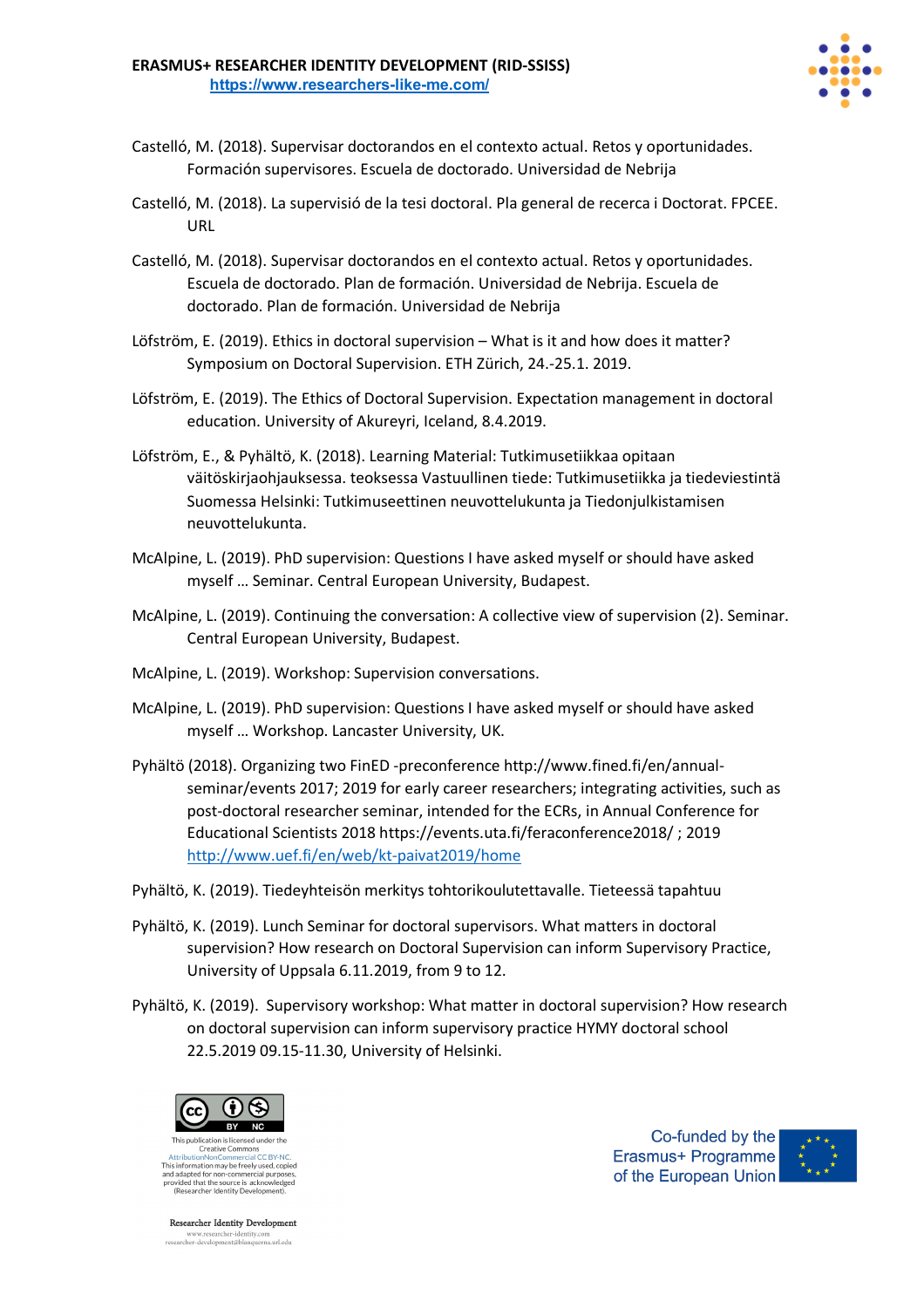Castelló, M. (2018). Supervisar doctorandos en el contexto actual. Retos y oportunidades. Formación supervisores. Escuela de doctorado. Universidad de Nebrija

Castelló, M. (2018). La supervisió de la tesi doctoral. Pla general de recerca i Doctorat. FPCEE. URL

Castelló, M. (2018). Supervisar doctorandos en el contexto actual. Retos y oportunidades. Escuela de doctorado. Plan de formación. Universidad de Nebrija. Escuela de doctorado. Plan de formación. Universidad de Nebrija

Löfström, E. (2019). Ethics in doctoral supervision – What is it and how does it matter? Symposium on Doctoral Supervision. ETH Zürich, 24.-25.1. 2019.

Löfström, E. (2019). The Ethics of Doctoral Supervision. Expectation management in doctoral education. University of Akureyri, Iceland, 8.4.2019.

Löfström, E., & Pyhältö, K. (2018). Learning Material: Tutkimusetiikkaa opitaan väitöskirjaohjauksessa. teoksessa Vastuullinen tiede: Tutkimusetiikka ja tiedeviestintä Suomessa Helsinki: Tutkimuseettinen neuvottelukunta ja Tiedonjulkistamisen neuvottelukunta.

McAlpine, L. (2019). PhD supervision: Questions I have asked myself or should have asked myself … Seminar. Central European University, Budapest.

McAlpine, L. (2019). Continuing the conversation: A collective view of supervision (2). Seminar. Central European University, Budapest.

McAlpine, L. (2019). Workshop: Supervision conversations.

McAlpine, L. (2019). PhD supervision: Questions I have asked myself or should have asked myself … Workshop. Lancaster University, UK.

Pyhältö (2018). Organizing two FinED -preconference http://www.fined.fi/en/annual-seminar/events 2017; 2019 for early career researchers; integrating activities, such as post-doctoral researcher seminar, intended for the ECRs, in Annual Conference for Educational Scientists 2018 https://events.uta.fi/feraconference2018/ ; 2019 http://www.uef.fi/en/web/kt-paivat2019/home

Pyhältö, K. (2019). Tiedeyhteisön merkitys tohtorikoulutettavalle. Tieteessä tapahtuu

Pyhältö, K. (2019). Lunch Seminar for doctoral supervisors. What matters in doctoral supervision? How research on Doctoral Supervision can inform Supervisory Practice, University of Uppsala 6.11.2019, from 9 to 12.

Pyhältö, K. (2019). Supervisory workshop: What matter in doctoral supervision? How research on doctoral supervision can inform supervisory practice HYMY doctoral school 22.5.2019 09.15-11.30, University of Helsinki.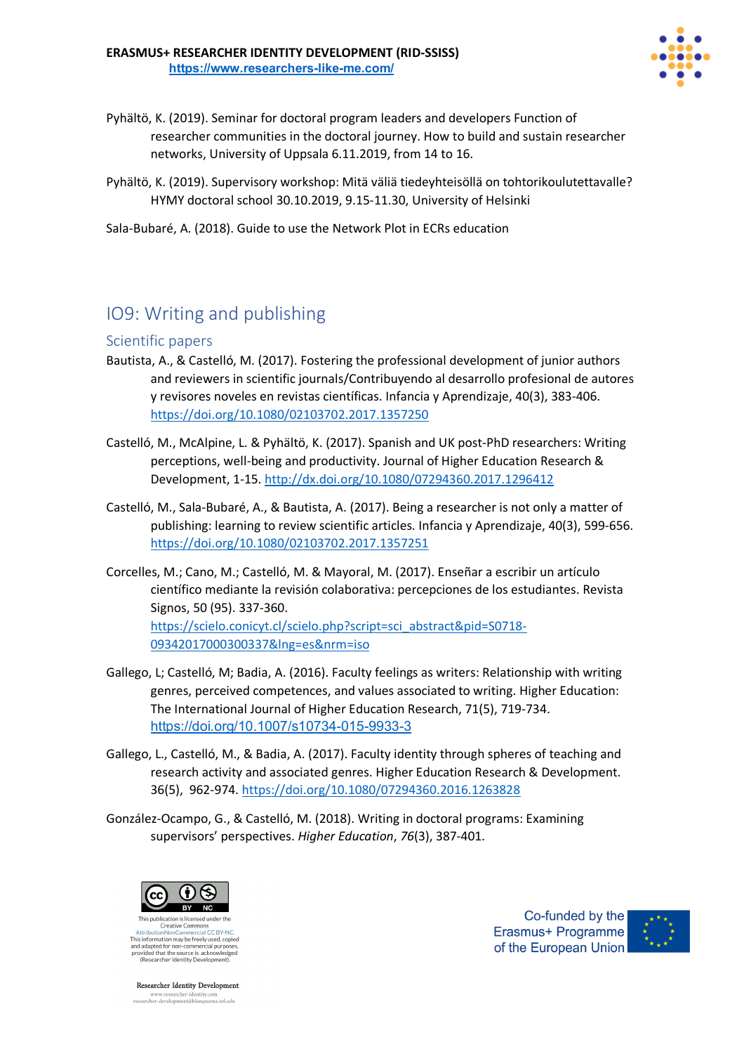Pyhältö, K. (2019). Seminar for doctoral program leaders and developers Function of researcher communities in the doctoral journey. How to build and sustain researcher networks, University of Uppsala 6.11.2019, from 14 to 16.

Pyhältö, K. (2019). Supervisory workshop: Mitä väliä tiedeyhteisöllä on tohtorikoulutettavalle? HYMY doctoral school 30.10.2019, 9.15-11.30, University of Helsinki

Sala-Bubaré, A. (2018). Guide to use the Network Plot in ECRs education

## IO9: Writing and publishing

### Scientific papers

Bautista, A., & Castelló, M. (2017). Fostering the professional development of junior authors and reviewers in scientific journals/Contribuyendo al desarrollo profesional de autores y revisores noveles en revistas científicas. Infancia y Aprendizaje, 40(3), 383-406. https://doi.org/10.1080/02103702.2017.1357250

Castelló, M., McAlpine, L. & Pyhältö, K. (2017). Spanish and UK post-PhD researchers: Writing perceptions, well-being and productivity. Journal of Higher Education Research & Development, 1-15. http://dx.doi.org/10.1080/07294360.2017.1296412

Castelló, M., Sala-Bubaré, A., & Bautista, A. (2017). Being a researcher is not only a matter of publishing: learning to review scientific articles. Infancia y Aprendizaje, 40(3), 599-656. https://doi.org/10.1080/02103702.2017.1357251

Corcelles, M.; Cano, M.; Castelló, M. & Mayoral, M. (2017). Enseñar a escribir un artículo científico mediante la revisión colaborativa: percepciones de los estudiantes. Revista Signos, 50 (95). 337-360. https://scielo.conicyt.cl/scielo.php?script=sci_abstract&pid=S0718-09342017000300337&lng=es&nrm=iso

Gallego, L; Castelló, M; Badia, A. (2016). Faculty feelings as writers: Relationship with writing genres, perceived competences, and values associated to writing. Higher Education: The International Journal of Higher Education Research, 71(5), 719-734. https://doi.org/10.1007/s10734-015-9933-3

Gallego, L., Castelló, M., & Badia, A. (2017). Faculty identity through spheres of teaching and research activity and associated genres. Higher Education Research & Development. 36(5), 962-974. https://doi.org/10.1080/07294360.2016.1263828

González-Ocampo, G., & Castelló, M. (2018). Writing in doctoral programs: Examining supervisors' perspectives. *Higher Education*, *76*(3), 387-401.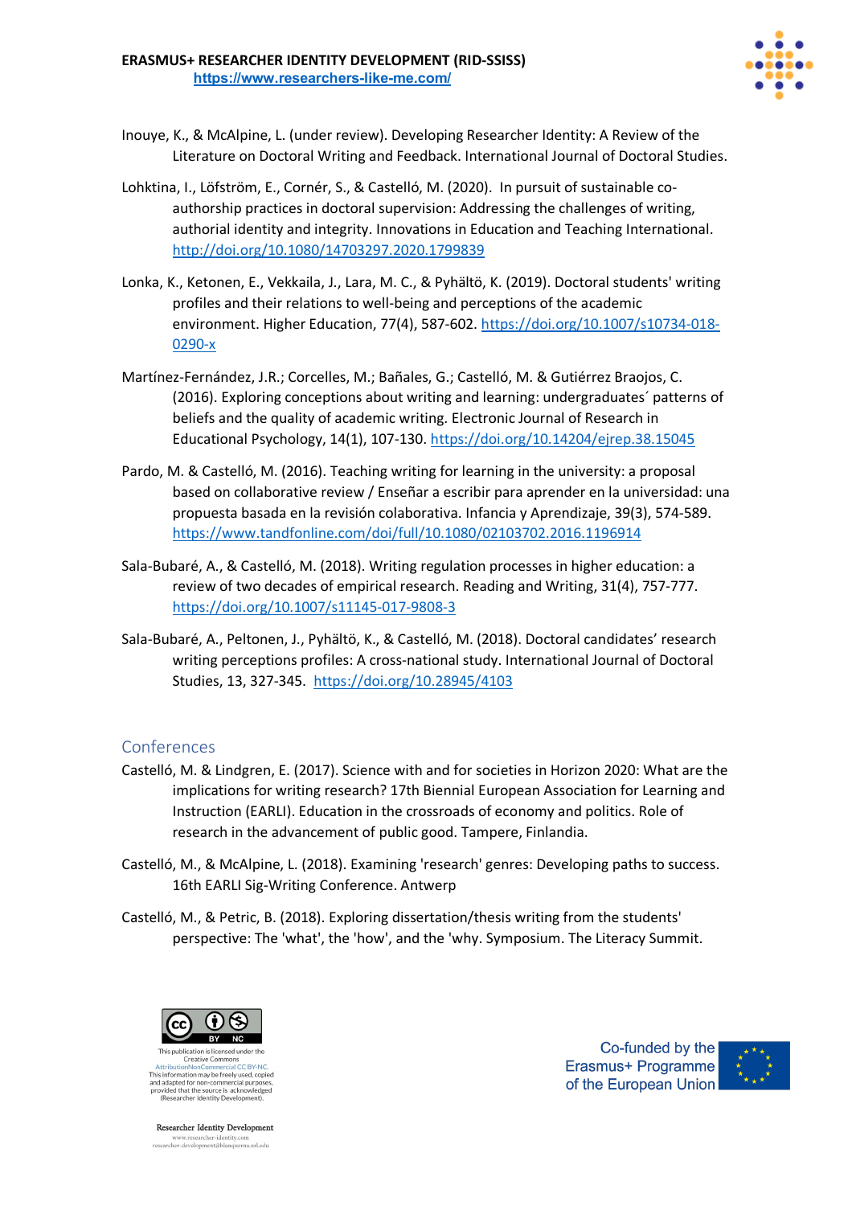Inouye, K., & McAlpine, L. (under review). Developing Researcher Identity: A Review of the Literature on Doctoral Writing and Feedback. International Journal of Doctoral Studies.

Lohktina, I., Löfström, E., Cornér, S., & Castelló, M. (2020). In pursuit of sustainable co-authorship practices in doctoral supervision: Addressing the challenges of writing, authorial identity and integrity. Innovations in Education and Teaching International. http://doi.org/10.1080/14703297.2020.1799839

Lonka, K., Ketonen, E., Vekkaila, J., Lara, M. C., & Pyhältö, K. (2019). Doctoral students' writing profiles and their relations to well-being and perceptions of the academic environment. Higher Education, 77(4), 587-602. https://doi.org/10.1007/s10734-018-0290-x

Martínez-Fernández, J.R.; Corcelles, M.; Bañales, G.; Castelló, M. & Gutiérrez Braojos, C. (2016). Exploring conceptions about writing and learning: undergraduates´ patterns of beliefs and the quality of academic writing. Electronic Journal of Research in Educational Psychology, 14(1), 107-130. https://doi.org/10.14204/ejrep.38.15045

Pardo, M. & Castelló, M. (2016). Teaching writing for learning in the university: a proposal based on collaborative review / Enseñar a escribir para aprender en la universidad: una propuesta basada en la revisión colaborativa. Infancia y Aprendizaje, 39(3), 574-589. https://www.tandfonline.com/doi/full/10.1080/02103702.2016.1196914

Sala-Bubaré, A., & Castelló, M. (2018). Writing regulation processes in higher education: a review of two decades of empirical research. Reading and Writing, 31(4), 757-777. https://doi.org/10.1007/s11145-017-9808-3

Sala-Bubaré, A., Peltonen, J., Pyhältö, K., & Castelló, M. (2018). Doctoral candidates' research writing perceptions profiles: A cross-national study. International Journal of Doctoral Studies, 13, 327-345. https://doi.org/10.28945/4103

## Conferences

Castelló, M. & Lindgren, E. (2017). Science with and for societies in Horizon 2020: What are the implications for writing research? 17th Biennial European Association for Learning and Instruction (EARLI). Education in the crossroads of economy and politics. Role of research in the advancement of public good. Tampere, Finlandia.

Castelló, M., & McAlpine, L. (2018). Examining 'research' genres: Developing paths to success. 16th EARLI Sig-Writing Conference. Antwerp

Castelló, M., & Petric, B. (2018). Exploring dissertation/thesis writing from the students' perspective: The 'what', the 'how', and the 'why. Symposium. The Literacy Summit.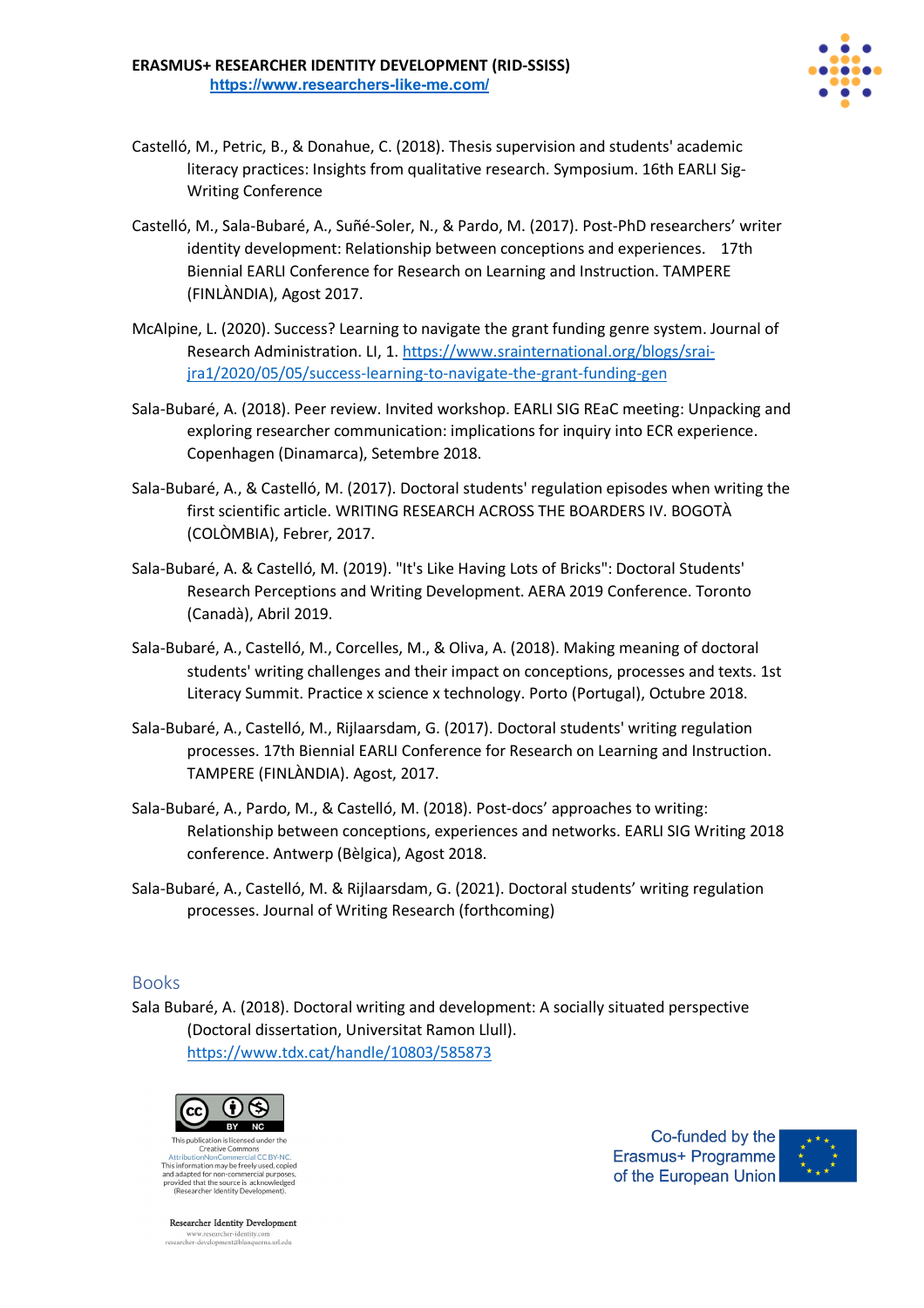Castelló, M., Petric, B., & Donahue, C. (2018). Thesis supervision and students' academic literacy practices: Insights from qualitative research. Symposium. 16th EARLI Sig-Writing Conference

Castelló, M., Sala-Bubaré, A., Suñé-Soler, N., & Pardo, M. (2017). Post-PhD researchers' writer identity development: Relationship between conceptions and experiences. 17th Biennial EARLI Conference for Research on Learning and Instruction. TAMPERE (FINLÀNDIA), Agost 2017.

McAlpine, L. (2020). Success? Learning to navigate the grant funding genre system. Journal of Research Administration. LI, 1. https://www.srainternational.org/blogs/srai-jra1/2020/05/05/success-learning-to-navigate-the-grant-funding-gen

Sala-Bubaré, A. (2018). Peer review. Invited workshop. EARLI SIG REaC meeting: Unpacking and exploring researcher communication: implications for inquiry into ECR experience. Copenhagen (Dinamarca), Setembre 2018.

Sala-Bubaré, A., & Castelló, M. (2017). Doctoral students' regulation episodes when writing the first scientific article. WRITING RESEARCH ACROSS THE BOARDERS IV. BOGOTÀ (COLÒMBIA), Febrer, 2017.

Sala-Bubaré, A. & Castelló, M. (2019). "It's Like Having Lots of Bricks": Doctoral Students' Research Perceptions and Writing Development. AERA 2019 Conference. Toronto (Canadà), Abril 2019.

Sala-Bubaré, A., Castelló, M., Corcelles, M., & Oliva, A. (2018). Making meaning of doctoral students' writing challenges and their impact on conceptions, processes and texts. 1st Literacy Summit. Practice x science x technology. Porto (Portugal), Octubre 2018.

Sala-Bubaré, A., Castelló, M., Rijlaarsdam, G. (2017). Doctoral students' writing regulation processes. 17th Biennial EARLI Conference for Research on Learning and Instruction. TAMPERE (FINLÀNDIA). Agost, 2017.

Sala-Bubaré, A., Pardo, M., & Castelló, M. (2018). Post-docs' approaches to writing: Relationship between conceptions, experiences and networks. EARLI SIG Writing 2018 conference. Antwerp (Bèlgica), Agost 2018.

Sala-Bubaré, A., Castelló, M. & Rijlaarsdam, G. (2021). Doctoral students' writing regulation processes. Journal of Writing Research (forthcoming)

## Books

Sala Bubaré, A. (2018). Doctoral writing and development: A socially situated perspective (Doctoral dissertation, Universitat Ramon Llull). https://www.tdx.cat/handle/10803/585873

This publication is licensed under the Creative Commons AttributionNonCommercial CC BY-NC. This information may be freely used, copied and adapted for non-commercial purposes, provided that the source is acknowledged (Researcher Identity Development).

Co-funded by the Erasmus+ Programme of the European Union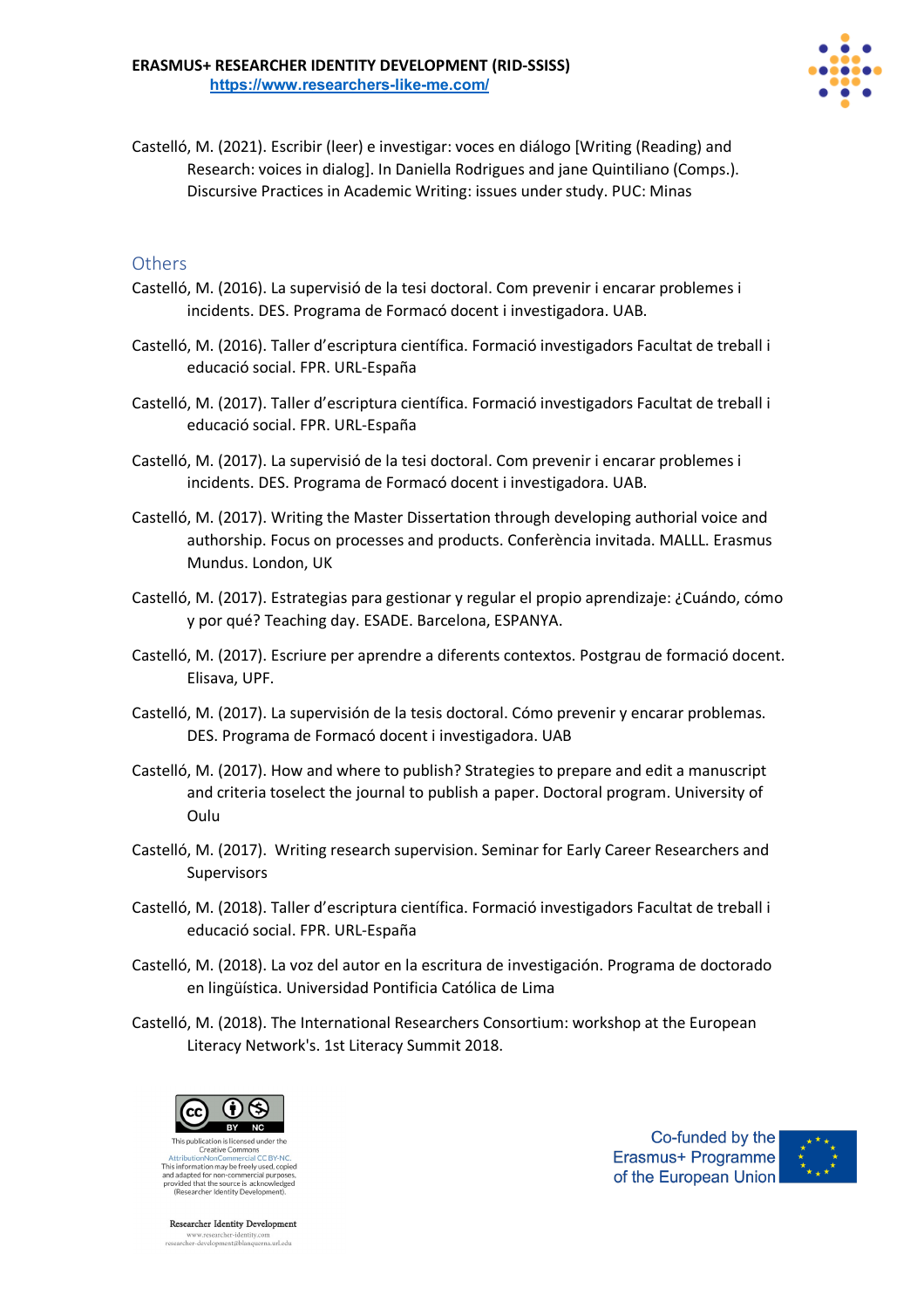Castelló, M. (2021). Escribir (leer) e investigar: voces en diálogo [Writing (Reading) and Research: voices in dialog]. In Daniella Rodrigues and jane Quintiliano (Comps.). Discursive Practices in Academic Writing: issues under study. PUC: Minas

## Others

Castelló, M. (2016). La supervisió de la tesi doctoral. Com prevenir i encarar problemes i incidents. DES. Programa de Formacó docent i investigadora. UAB.

Castelló, M. (2016). Taller d'escriptura científica. Formació investigadors Facultat de treball i educació social. FPR. URL-España

Castelló, M. (2017). Taller d'escriptura científica. Formació investigadors Facultat de treball i educació social. FPR. URL-España

Castelló, M. (2017). La supervisió de la tesi doctoral. Com prevenir i encarar problemes i incidents. DES. Programa de Formacó docent i investigadora. UAB.

Castelló, M. (2017). Writing the Master Dissertation through developing authorial voice and authorship. Focus on processes and products. Conferència invitada. MALLL. Erasmus Mundus. London, UK

Castelló, M. (2017). Estrategias para gestionar y regular el propio aprendizaje: ¿Cuándo, cómo y por qué? Teaching day. ESADE. Barcelona, ESPANYA.

Castelló, M. (2017). Escriure per aprendre a diferents contextos. Postgrau de formació docent. Elisava, UPF.

Castelló, M. (2017). La supervisión de la tesis doctoral. Cómo prevenir y encarar problemas. DES. Programa de Formacó docent i investigadora. UAB

Castelló, M. (2017). How and where to publish? Strategies to prepare and edit a manuscript and criteria toselect the journal to publish a paper. Doctoral program. University of Oulu

Castelló, M. (2017). Writing research supervision. Seminar for Early Career Researchers and Supervisors

Castelló, M. (2018). Taller d'escriptura científica. Formació investigadors Facultat de treball i educació social. FPR. URL-España

Castelló, M. (2018). La voz del autor en la escritura de investigación. Programa de doctorado en lingüística. Universidad Pontificia Católica de Lima

Castelló, M. (2018). The International Researchers Consortium: workshop at the European Literacy Network's. 1st Literacy Summit 2018.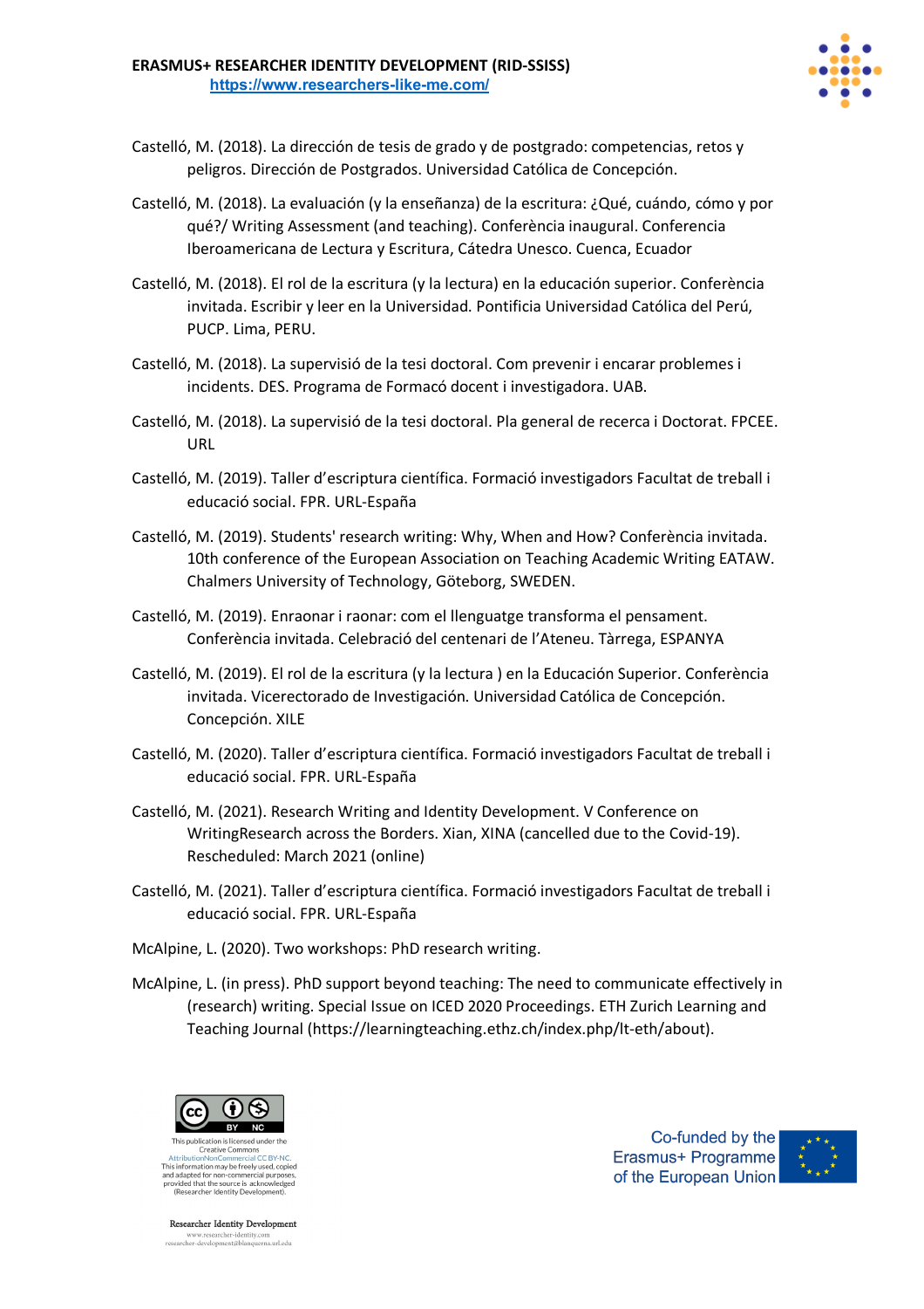Castelló, M. (2018). La dirección de tesis de grado y de postgrado: competencias, retos y peligros. Dirección de Postgrados. Universidad Católica de Concepción.

Castelló, M. (2018). La evaluación (y la enseñanza) de la escritura: ¿Qué, cuándo, cómo y por qué?/ Writing Assessment (and teaching). Conferència inaugural. Conferencia Iberoamericana de Lectura y Escritura, Cátedra Unesco. Cuenca, Ecuador

Castelló, M. (2018). El rol de la escritura (y la lectura) en la educación superior. Conferència invitada. Escribir y leer en la Universidad. Pontificia Universidad Católica del Perú, PUCP. Lima, PERU.

Castelló, M. (2018). La supervisió de la tesi doctoral. Com prevenir i encarar problemes i incidents. DES. Programa de Formacó docent i investigadora. UAB.

Castelló, M. (2018). La supervisió de la tesi doctoral. Pla general de recerca i Doctorat. FPCEE. URL

Castelló, M. (2019). Taller d'escriptura científica. Formació investigadors Facultat de treball i educació social. FPR. URL-España

Castelló, M. (2019). Students' research writing: Why, When and How? Conferència invitada. 10th conference of the European Association on Teaching Academic Writing EATAW. Chalmers University of Technology, Göteborg, SWEDEN.

Castelló, M. (2019). Enraonar i raonar: com el llenguatge transforma el pensament. Conferència invitada. Celebració del centenari de l'Ateneu. Tàrrega, ESPANYA

Castelló, M. (2019). El rol de la escritura (y la lectura ) en la Educación Superior. Conferència invitada. Vicerectorado de Investigación. Universidad Católica de Concepción. Concepción. XILE

Castelló, M. (2020). Taller d'escriptura científica. Formació investigadors Facultat de treball i educació social. FPR. URL-España

Castelló, M. (2021). Research Writing and Identity Development. V Conference on WritingResearch across the Borders. Xian, XINA (cancelled due to the Covid-19). Rescheduled: March 2021 (online)

Castelló, M. (2021). Taller d'escriptura científica. Formació investigadors Facultat de treball i educació social. FPR. URL-España

McAlpine, L. (2020). Two workshops: PhD research writing.

McAlpine, L. (in press). PhD support beyond teaching: The need to communicate effectively in (research) writing. Special Issue on ICED 2020 Proceedings. ETH Zurich Learning and Teaching Journal (https://learningteaching.ethz.ch/index.php/lt-eth/about).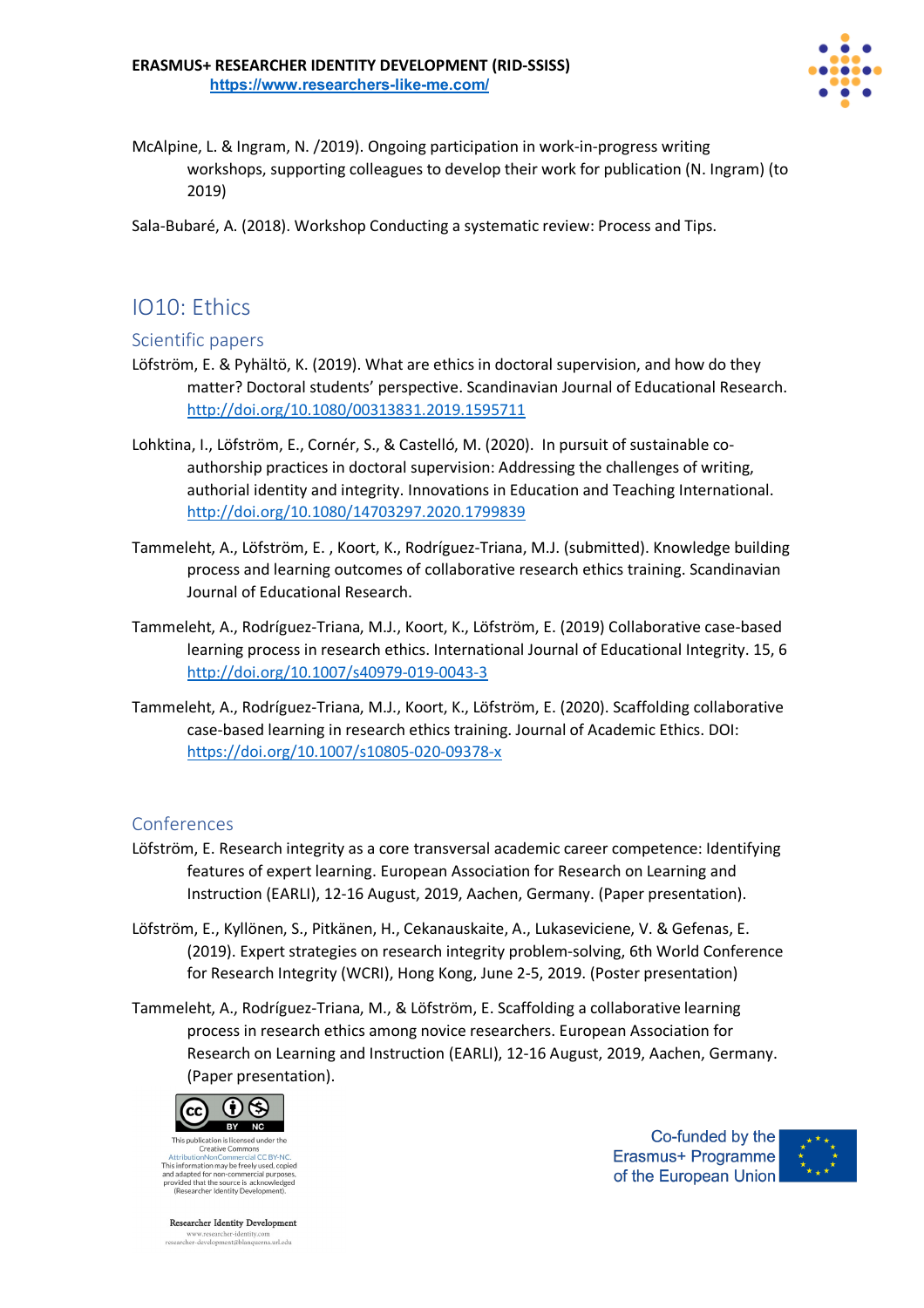McAlpine, L. & Ingram, N. /2019). Ongoing participation in work-in-progress writing workshops, supporting colleagues to develop their work for publication (N. Ingram) (to 2019)

Sala-Bubaré, A. (2018). Workshop Conducting a systematic review: Process and Tips.

## IO10: Ethics

### Scientific papers

Löfström, E. & Pyhältö, K. (2019). What are ethics in doctoral supervision, and how do they matter? Doctoral students' perspective. Scandinavian Journal of Educational Research. http://doi.org/10.1080/00313831.2019.1595711

Lohktina, I., Löfström, E., Cornér, S., & Castelló, M. (2020). In pursuit of sustainable co-authorship practices in doctoral supervision: Addressing the challenges of writing, authorial identity and integrity. Innovations in Education and Teaching International. http://doi.org/10.1080/14703297.2020.1799839

Tammeleht, A., Löfström, E. , Koort, K., Rodríguez-Triana, M.J. (submitted). Knowledge building process and learning outcomes of collaborative research ethics training. Scandinavian Journal of Educational Research.

Tammeleht, A., Rodríguez-Triana, M.J., Koort, K., Löfström, E. (2019) Collaborative case-based learning process in research ethics. International Journal of Educational Integrity. 15, 6 http://doi.org/10.1007/s40979-019-0043-3

Tammeleht, A., Rodríguez-Triana, M.J., Koort, K., Löfström, E. (2020). Scaffolding collaborative case-based learning in research ethics training. Journal of Academic Ethics. DOI: https://doi.org/10.1007/s10805-020-09378-x

### Conferences

Löfström, E. Research integrity as a core transversal academic career competence: Identifying features of expert learning. European Association for Research on Learning and Instruction (EARLI), 12-16 August, 2019, Aachen, Germany. (Paper presentation).

Löfström, E., Kyllönen, S., Pitkänen, H., Cekanauskaite, A., Lukaseviciene, V. & Gefenas, E. (2019). Expert strategies on research integrity problem-solving, 6th World Conference for Research Integrity (WCRI), Hong Kong, June 2-5, 2019. (Poster presentation)

Tammeleht, A., Rodríguez-Triana, M., & Löfström, E. Scaffolding a collaborative learning process in research ethics among novice researchers. European Association for Research on Learning and Instruction (EARLI), 12-16 August, 2019, Aachen, Germany. (Paper presentation).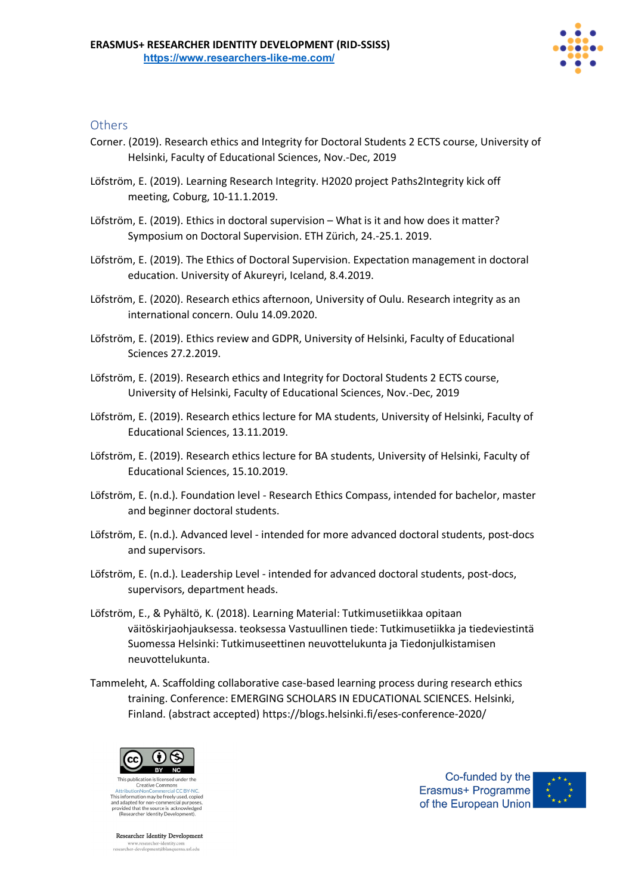## Others

Corner. (2019). Research ethics and Integrity for Doctoral Students 2 ECTS course, University of Helsinki, Faculty of Educational Sciences, Nov.-Dec, 2019

Löfström, E. (2019). Learning Research Integrity. H2020 project Paths2Integrity kick off meeting, Coburg, 10-11.1.2019.

Löfström, E. (2019). Ethics in doctoral supervision – What is it and how does it matter? Symposium on Doctoral Supervision. ETH Zürich, 24.-25.1. 2019.

Löfström, E. (2019). The Ethics of Doctoral Supervision. Expectation management in doctoral education. University of Akureyri, Iceland, 8.4.2019.

Löfström, E. (2020). Research ethics afternoon, University of Oulu. Research integrity as an international concern. Oulu 14.09.2020.

Löfström, E. (2019). Ethics review and GDPR, University of Helsinki, Faculty of Educational Sciences 27.2.2019.

Löfström, E. (2019). Research ethics and Integrity for Doctoral Students 2 ECTS course, University of Helsinki, Faculty of Educational Sciences, Nov.-Dec, 2019

Löfström, E. (2019). Research ethics lecture for MA students, University of Helsinki, Faculty of Educational Sciences, 13.11.2019.

Löfström, E. (2019). Research ethics lecture for BA students, University of Helsinki, Faculty of Educational Sciences, 15.10.2019.

Löfström, E. (n.d.). Foundation level - Research Ethics Compass, intended for bachelor, master and beginner doctoral students.

Löfström, E. (n.d.). Advanced level - intended for more advanced doctoral students, post-docs and supervisors.

Löfström, E. (n.d.). Leadership Level - intended for advanced doctoral students, post-docs, supervisors, department heads.

Löfström, E., & Pyhältö, K. (2018). Learning Material: Tutkimusetiikkaa opitaan väitöskirjaohjauksessa. teoksessa Vastuullinen tiede: Tutkimusetiikka ja tiedeviestintä Suomessa Helsinki: Tutkimuseettinen neuvottelukunta ja Tiedonjulkistamisen neuvottelukunta.

Tammeleht, A. Scaffolding collaborative case-based learning process during research ethics training. Conference: EMERGING SCHOLARS IN EDUCATIONAL SCIENCES. Helsinki, Finland. (abstract accepted) https://blogs.helsinki.fi/eses-conference-2020/

This publication is licensed under the Creative Commons AttributionNonCommercial CC BY-NC. This information may be freely used, copied and adapted for non-commercial purposes, provided that the source is acknowledged (Researcher Identity Development).

Researcher Identity Development
www.researcher-identity.com
researcher-development@blanquerna.url.edu

Co-funded by the Erasmus+ Programme of the European Union